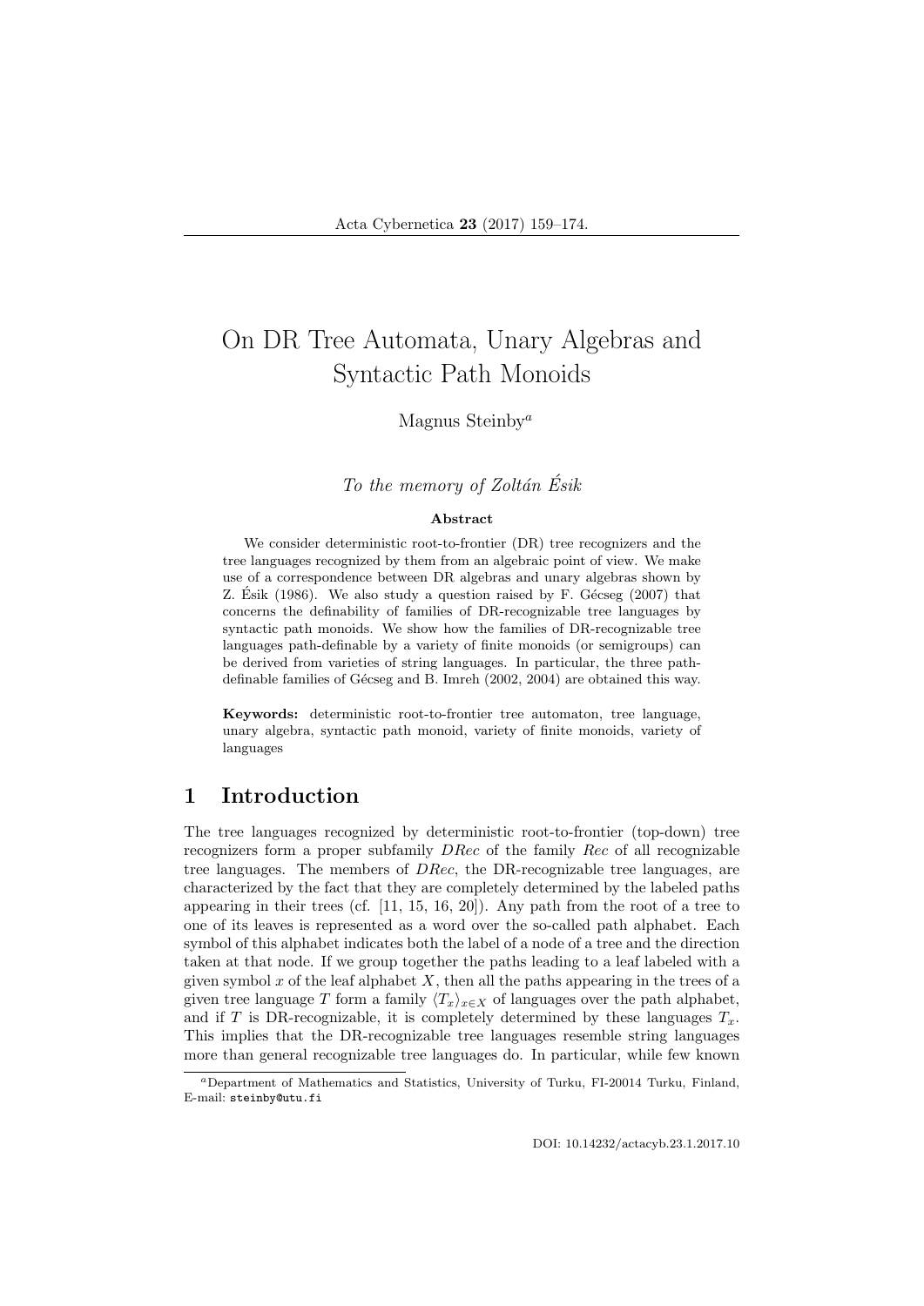# On DR Tree Automata, Unary Algebras and Syntactic Path Monoids

Magnus Steinby[a]

*To the memory of Zoltán Ésik*

**Abstract**

We consider deterministic root-to-frontier (DR) tree recognizers and the tree languages recognized by them from an algebraic point of view. We make use of a correspondence between DR algebras and unary algebras shown by Z. Ésik (1986). We also study a question raised by F. Gécseg (2007) that concerns the definability of families of DR-recognizable tree languages by syntactic path monoids. We show how the families of DR-recognizable tree languages path-definable by a variety of finite monoids (or semigroups) can be derived from varieties of string languages. In particular, the three path-definable families of Gécseg and B. Imreh (2002, 2004) are obtained this way.

**Keywords:** deterministic root-to-frontier tree automaton, tree language, unary algebra, syntactic path monoid, variety of finite monoids, variety of languages

## 1 Introduction

The tree languages recognized by deterministic root-to-frontier (top-down) tree recognizers form a proper subfamily *DRec* of the family *Rec* of all recognizable tree languages. The members of *DRec*, the DR-recognizable tree languages, are characterized by the fact that they are completely determined by the labeled paths appearing in their trees (cf. [11, 15, 16, 20]). Any path from the root of a tree to one of its leaves is represented as a word over the so-called path alphabet. Each symbol of this alphabet indicates both the label of a node of a tree and the direction taken at that node. If we group together the paths leading to a leaf labeled with a given symbol $x$ of the leaf alphabet $X$, then all the paths appearing in the trees of a given tree language $T$ form a family $\langle T_x \rangle_{x \in X}$ of languages over the path alphabet, and if $T$ is DR-recognizable, it is completely determined by these languages $T_x$. This implies that the DR-recognizable tree languages resemble string languages more than general recognizable tree languages do. In particular, while few known

---

[a]Department of Mathematics and Statistics, University of Turku, FI-20014 Turku, Finland, E-mail: steinby@utu.fi

DOI: 10.14232/actacyb.23.1.2017.10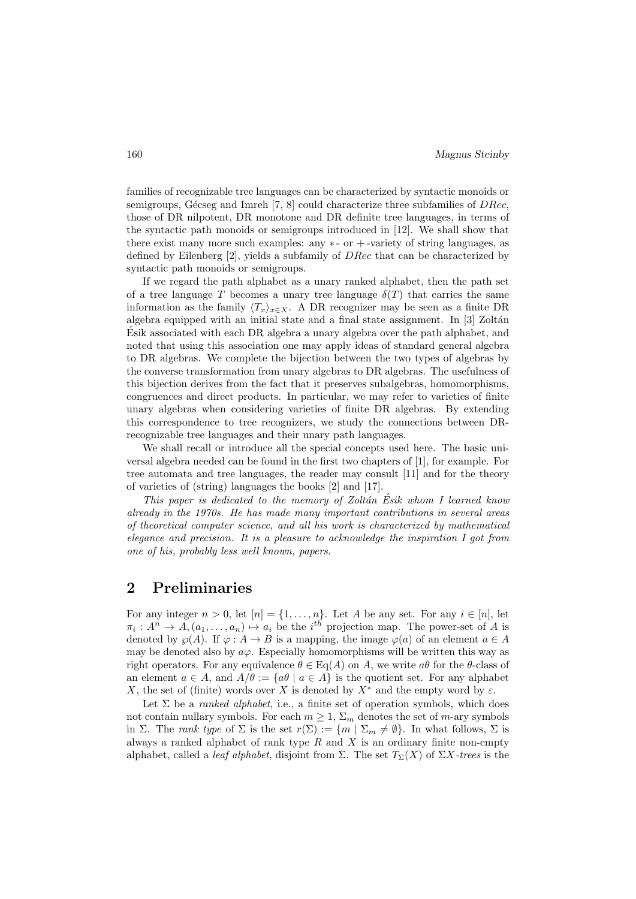families of recognizable tree languages can be characterized by syntactic monoids or semigroups, Gécseg and Imreh [7, 8] could characterize three subfamilies of $DRec$, those of DR nilpotent, DR monotone and DR definite tree languages, in terms of the syntactic path monoids or semigroups introduced in [12]. We shall show that there exist many more such examples: any $*$- or $+$-variety of string languages, as defined by Eilenberg [2], yields a subfamily of $DRec$ that can be characterized by syntactic path monoids or semigroups.

If we regard the path alphabet as a unary ranked alphabet, then the path set of a tree language $T$ becomes a unary tree language $\delta(T)$ that carries the same information as the family $\langle T_x \rangle_{x \in X}$. A DR recognizer may be seen as a finite DR algebra equipped with an initial state and a final state assignment. In [3] Zoltán Ésik associated with each DR algebra a unary algebra over the path alphabet, and noted that using this association one may apply ideas of standard general algebra to DR algebras. We complete the bijection between the two types of algebras by the converse transformation from unary algebras to DR algebras. The usefulness of this bijection derives from the fact that it preserves subalgebras, homomorphisms, congruences and direct products. In particular, we may refer to varieties of finite unary algebras when considering varieties of finite DR algebras. By extending this correspondence to tree recognizers, we study the connections between DR-recognizable tree languages and their unary path languages.

We shall recall or introduce all the special concepts used here. The basic universal algebra needed can be found in the first two chapters of [1], for example. For tree automata and tree languages, the reader may consult [11] and for the theory of varieties of (string) languages the books [2] and [17].

*This paper is dedicated to the memory of Zoltán Ésik whom I learned know already in the 1970s. He has made many important contributions in several areas of theoretical computer science, and all his work is characterized by mathematical elegance and precision. It is a pleasure to acknowledge the inspiration I got from one of his, probably less well known, papers.*

## 2 Preliminaries

For any integer $n > 0$, let $[n] = \{1, \ldots, n\}$. Let $A$ be any set. For any $i \in [n]$, let $\pi_i : A^n \to A, (a_1, \ldots, a_n) \mapsto a_i$ be the $i^{th}$ projection map. The power-set of $A$ is denoted by $\wp(A)$. If $\varphi : A \to B$ is a mapping, the image $\varphi(a)$ of an element $a \in A$ may be denoted also by $a\varphi$. Especially homomorphisms will be written this way as right operators. For any equivalence $\theta \in \mathrm{Eq}(A)$ on $A$, we write $a\theta$ for the $\theta$-class of an element $a \in A$, and $A/\theta := \{a\theta \mid a \in A\}$ is the quotient set. For any alphabet $X$, the set of (finite) words over $X$ is denoted by $X^*$ and the empty word by $\varepsilon$.

Let $\Sigma$ be a *ranked alphabet*, i.e., a finite set of operation symbols, which does not contain nullary symbols. For each $m \geq 1$, $\Sigma_m$ denotes the set of $m$-ary symbols in $\Sigma$. The *rank type* of $\Sigma$ is the set $r(\Sigma) := \{m \mid \Sigma_m \neq \emptyset\}$. In what follows, $\Sigma$ is always a ranked alphabet of rank type $R$ and $X$ is an ordinary finite non-empty alphabet, called a *leaf alphabet*, disjoint from $\Sigma$. The set $T_\Sigma(X)$ of $\Sigma X$*-trees* is the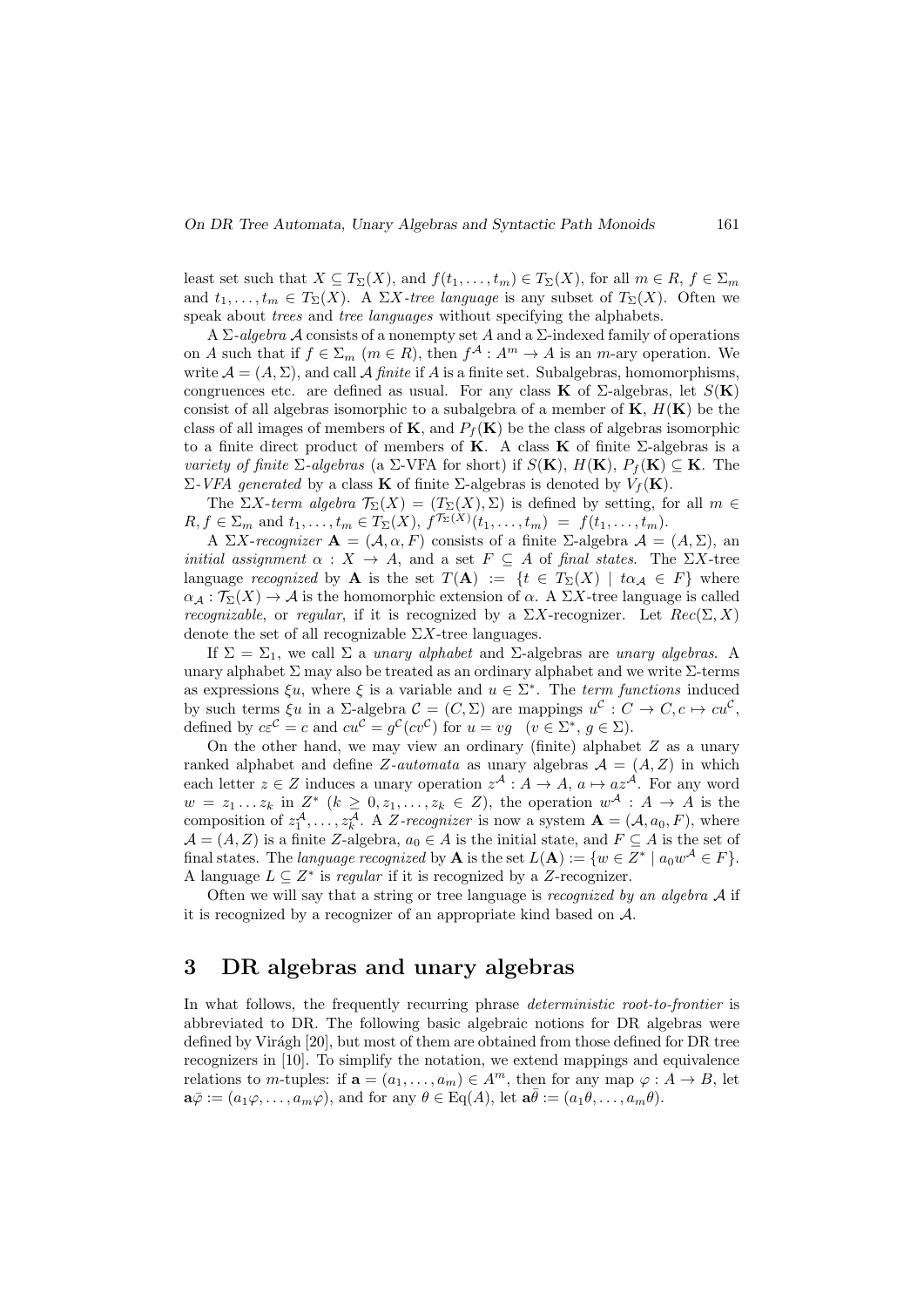least set such that $X \subseteq T_\Sigma(X)$, and $f(t_1, \ldots, t_m) \in T_\Sigma(X)$, for all $m \in R$, $f \in \Sigma_m$ and $t_1, \ldots, t_m \in T_\Sigma(X)$. A *$\Sigma X$-tree language* is any subset of $T_\Sigma(X)$. Often we speak about *trees* and *tree languages* without specifying the alphabets.

A *$\Sigma$-algebra* $\mathcal{A}$ consists of a nonempty set $A$ and a $\Sigma$-indexed family of operations on $A$ such that if $f \in \Sigma_m$ $(m \in R)$, then $f^{\mathcal{A}} : A^m \to A$ is an $m$-ary operation. We write $\mathcal{A} = (A, \Sigma)$, and call $\mathcal{A}$ *finite* if $A$ is a finite set. Subalgebras, homomorphisms, congruences etc. are defined as usual. For any class $\mathbf{K}$ of $\Sigma$-algebras, let $S(\mathbf{K})$ consist of all algebras isomorphic to a subalgebra of a member of $\mathbf{K}$, $H(\mathbf{K})$ be the class of all images of members of $\mathbf{K}$, and $P_f(\mathbf{K})$ be the class of algebras isomorphic to a finite direct product of members of $\mathbf{K}$. A class $\mathbf{K}$ of finite $\Sigma$-algebras is a *variety of finite $\Sigma$-algebras* (a $\Sigma$-VFA for short) if $S(\mathbf{K})$, $H(\mathbf{K})$, $P_f(\mathbf{K}) \subseteq \mathbf{K}$. The *$\Sigma$-VFA generated* by a class $\mathbf{K}$ of finite $\Sigma$-algebras is denoted by $V_f(\mathbf{K})$.

The *$\Sigma X$-term algebra* $\mathcal{T}_\Sigma(X) = (T_\Sigma(X), \Sigma)$ is defined by setting, for all $m \in R, f \in \Sigma_m$ and $t_1, \ldots, t_m \in T_\Sigma(X)$, $f^{\mathcal{T}_\Sigma(X)}(t_1, \ldots, t_m) = f(t_1, \ldots, t_m)$.

A *$\Sigma X$-recognizer* $\mathbf{A} = (\mathcal{A}, \alpha, F)$ consists of a finite $\Sigma$-algebra $\mathcal{A} = (A, \Sigma)$, an *initial assignment* $\alpha : X \to A$, and a set $F \subseteq A$ of *final states*. The $\Sigma X$-tree language *recognized* by $\mathbf{A}$ is the set $T(\mathbf{A}) := \{t \in T_\Sigma(X) \mid t\alpha_{\mathcal{A}} \in F\}$ where $\alpha_{\mathcal{A}} : \mathcal{T}_\Sigma(X) \to \mathcal{A}$ is the homomorphic extension of $\alpha$. A $\Sigma X$-tree language is called *recognizable*, or *regular*, if it is recognized by a $\Sigma X$-recognizer. Let $Rec(\Sigma, X)$ denote the set of all recognizable $\Sigma X$-tree languages.

If $\Sigma = \Sigma_1$, we call $\Sigma$ a *unary alphabet* and $\Sigma$-algebras are *unary algebras*. A unary alphabet $\Sigma$ may also be treated as an ordinary alphabet and we write $\Sigma$-terms as expressions $\xi u$, where $\xi$ is a variable and $u \in \Sigma^*$. The *term functions* induced by such terms $\xi u$ in a $\Sigma$-algebra $\mathcal{C} = (C, \Sigma)$ are mappings $u^{\mathcal{C}} : C \to C, c \mapsto cu^{\mathcal{C}}$, defined by $c\varepsilon^{\mathcal{C}} = c$ and $cu^{\mathcal{C}} = g^{\mathcal{C}}(cv^{\mathcal{C}})$ for $u = vg$ $\;(v \in \Sigma^*, g \in \Sigma)$.

On the other hand, we may view an ordinary (finite) alphabet $Z$ as a unary ranked alphabet and define *$Z$-automata* as unary algebras $\mathcal{A} = (A, Z)$ in which each letter $z \in Z$ induces a unary operation $z^{\mathcal{A}} : A \to A$, $a \mapsto az^{\mathcal{A}}$. For any word $w = z_1 \ldots z_k$ in $Z^*$ $(k \geq 0, z_1, \ldots, z_k \in Z)$, the operation $w^{\mathcal{A}} : A \to A$ is the composition of $z_1^{\mathcal{A}}, \ldots, z_k^{\mathcal{A}}$. A *$Z$-recognizer* is now a system $\mathbf{A} = (\mathcal{A}, a_0, F)$, where $\mathcal{A} = (A, Z)$ is a finite $Z$-algebra, $a_0 \in A$ is the initial state, and $F \subseteq A$ is the set of final states. The *language recognized* by $\mathbf{A}$ is the set $L(\mathbf{A}) := \{w \in Z^* \mid a_0 w^{\mathcal{A}} \in F\}$. A language $L \subseteq Z^*$ is *regular* if it is recognized by a $Z$-recognizer.

Often we will say that a string or tree language is *recognized by an algebra* $\mathcal{A}$ if it is recognized by a recognizer of an appropriate kind based on $\mathcal{A}$.

## 3 DR algebras and unary algebras

In what follows, the frequently recurring phrase *deterministic root-to-frontier* is abbreviated to DR. The following basic algebraic notions for DR algebras were defined by Virágh [20], but most of them are obtained from those defined for DR tree recognizers in [10]. To simplify the notation, we extend mappings and equivalence relations to $m$-tuples: if $\mathbf{a} = (a_1, \ldots, a_m) \in A^m$, then for any map $\varphi : A \to B$, let $\mathbf{a}\bar{\varphi} := (a_1\varphi, \ldots, a_m\varphi)$, and for any $\theta \in \mathrm{Eq}(A)$, let $\mathbf{a}\bar{\theta} := (a_1\theta, \ldots, a_m\theta)$.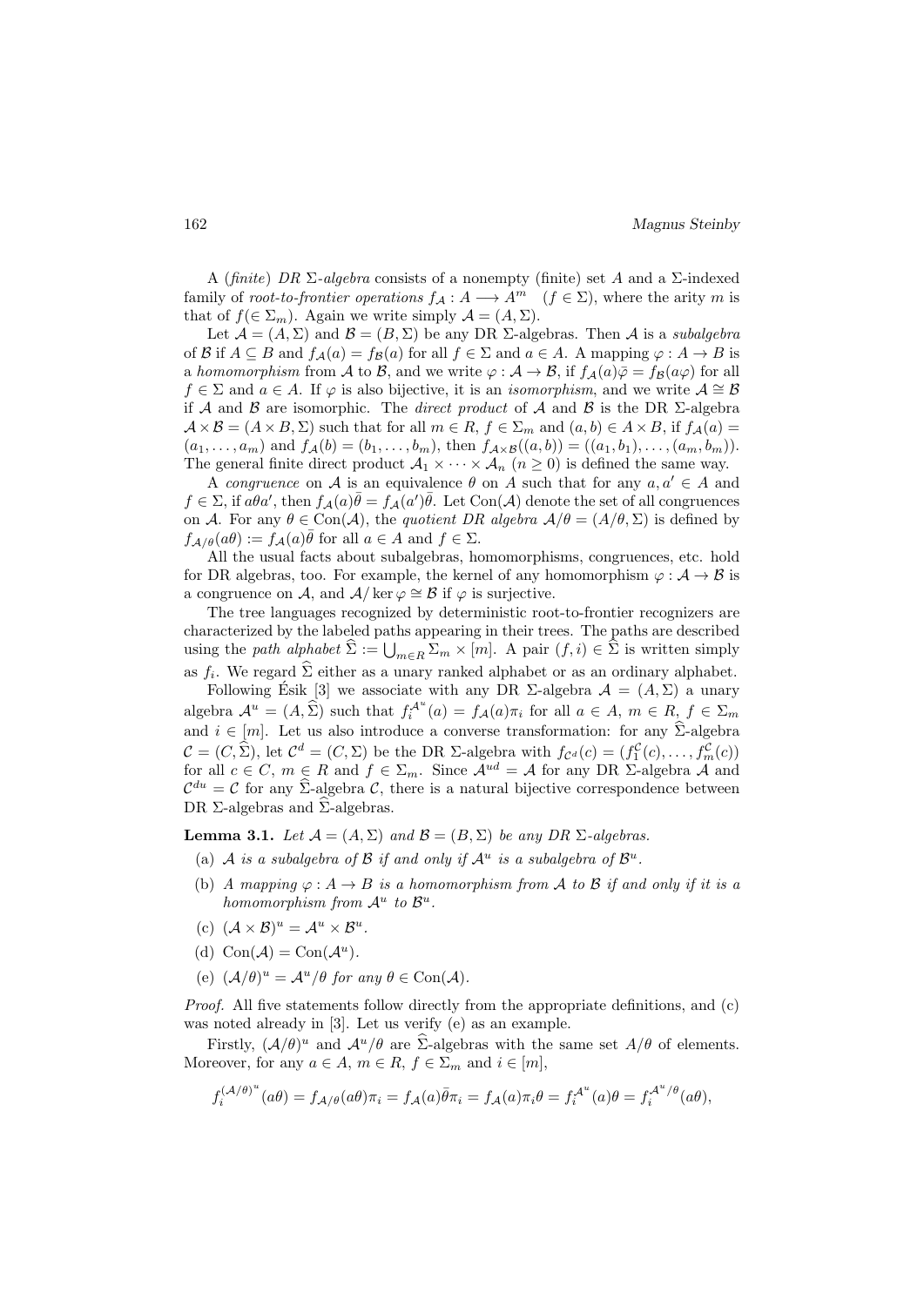A (*finite*) *DR* $\Sigma$-*algebra* consists of a nonempty (finite) set $A$ and a $\Sigma$-indexed family of *root-to-frontier operations* $f_{\mathcal{A}} : A \longrightarrow A^m \quad (f \in \Sigma)$, where the arity $m$ is that of $f(\in \Sigma_m)$. Again we write simply $\mathcal{A} = (A, \Sigma)$.

Let $\mathcal{A} = (A, \Sigma)$ and $\mathcal{B} = (B, \Sigma)$ be any DR $\Sigma$-algebras. Then $\mathcal{A}$ is a *subalgebra* of $\mathcal{B}$ if $A \subseteq B$ and $f_{\mathcal{A}}(a) = f_{\mathcal{B}}(a)$ for all $f \in \Sigma$ and $a \in A$. A mapping $\varphi : A \to B$ is a *homomorphism* from $\mathcal{A}$ to $\mathcal{B}$, and we write $\varphi : \mathcal{A} \to \mathcal{B}$, if $f_{\mathcal{A}}(a)\bar{\varphi} = f_{\mathcal{B}}(a\varphi)$ for all $f \in \Sigma$ and $a \in A$. If $\varphi$ is also bijective, it is an *isomorphism*, and we write $\mathcal{A} \cong \mathcal{B}$ if $\mathcal{A}$ and $\mathcal{B}$ are isomorphic. The *direct product* of $\mathcal{A}$ and $\mathcal{B}$ is the DR $\Sigma$-algebra $\mathcal{A} \times \mathcal{B} = (A \times B, \Sigma)$ such that for all $m \in R$, $f \in \Sigma_m$ and $(a, b) \in A \times B$, if $f_{\mathcal{A}}(a) = (a_1, \ldots, a_m)$ and $f_{\mathcal{A}}(b) = (b_1, \ldots, b_m)$, then $f_{\mathcal{A} \times \mathcal{B}}((a, b)) = ((a_1, b_1), \ldots, (a_m, b_m))$. The general finite direct product $\mathcal{A}_1 \times \cdots \times \mathcal{A}_n$ $(n \geq 0)$ is defined the same way.

A *congruence* on $\mathcal{A}$ is an equivalence $\theta$ on $A$ such that for any $a, a' \in A$ and $f \in \Sigma$, if $a\theta a'$, then $f_{\mathcal{A}}(a)\bar{\theta} = f_{\mathcal{A}}(a')\bar{\theta}$. Let $\mathrm{Con}(\mathcal{A})$ denote the set of all congruences on $\mathcal{A}$. For any $\theta \in \mathrm{Con}(\mathcal{A})$, the *quotient DR algebra* $\mathcal{A}/\theta = (A/\theta, \Sigma)$ is defined by $f_{\mathcal{A}/\theta}(a\theta) := f_{\mathcal{A}}(a)\bar{\theta}$ for all $a \in A$ and $f \in \Sigma$.

All the usual facts about subalgebras, homomorphisms, congruences, etc. hold for DR algebras, too. For example, the kernel of any homomorphism $\varphi : \mathcal{A} \to \mathcal{B}$ is a congruence on $\mathcal{A}$, and $\mathcal{A}/\ker\varphi \cong \mathcal{B}$ if $\varphi$ is surjective.

The tree languages recognized by deterministic root-to-frontier recognizers are characterized by the labeled paths appearing in their trees. The paths are described using the *path alphabet* $\widehat{\Sigma} := \bigcup_{m \in R} \Sigma_m \times [m]$. A pair $(f, i) \in \widehat{\Sigma}$ is written simply as $f_i$. We regard $\widehat{\Sigma}$ either as a unary ranked alphabet or as an ordinary alphabet.

Following Ésik [3] we associate with any DR $\Sigma$-algebra $\mathcal{A} = (A, \Sigma)$ a unary algebra $\mathcal{A}^u = (A, \widehat{\Sigma})$ such that $f_i^{\mathcal{A}^u}(a) = f_{\mathcal{A}}(a)\pi_i$ for all $a \in A$, $m \in R$, $f \in \Sigma_m$ and $i \in [m]$. Let us also introduce a converse transformation: for any $\widehat{\Sigma}$-algebra $\mathcal{C} = (C, \widehat{\Sigma})$, let $\mathcal{C}^d = (C, \Sigma)$ be the DR $\Sigma$-algebra with $f_{\mathcal{C}^d}(c) = (f_1^{\mathcal{C}}(c), \ldots, f_m^{\mathcal{C}}(c))$ for all $c \in C$, $m \in R$ and $f \in \Sigma_m$. Since $\mathcal{A}^{ud} = \mathcal{A}$ for any DR $\Sigma$-algebra $\mathcal{A}$ and $\mathcal{C}^{du} = \mathcal{C}$ for any $\widehat{\Sigma}$-algebra $\mathcal{C}$, there is a natural bijective correspondence between DR $\Sigma$-algebras and $\widehat{\Sigma}$-algebras.

**Lemma 3.1.** *Let $\mathcal{A} = (A, \Sigma)$ and $\mathcal{B} = (B, \Sigma)$ be any DR $\Sigma$-algebras.*

(a) *$\mathcal{A}$ is a subalgebra of $\mathcal{B}$ if and only if $\mathcal{A}^u$ is a subalgebra of $\mathcal{B}^u$.*

(b) *A mapping $\varphi : A \to B$ is a homomorphism from $\mathcal{A}$ to $\mathcal{B}$ if and only if it is a homomorphism from $\mathcal{A}^u$ to $\mathcal{B}^u$.*

(c) $(\mathcal{A} \times \mathcal{B})^u = \mathcal{A}^u \times \mathcal{B}^u$.

(d) $\mathrm{Con}(\mathcal{A}) = \mathrm{Con}(\mathcal{A}^u)$.

(e) *$(\mathcal{A}/\theta)^u = \mathcal{A}^u/\theta$ for any $\theta \in \mathrm{Con}(\mathcal{A})$.*

*Proof.* All five statements follow directly from the appropriate definitions, and (c) was noted already in [3]. Let us verify (e) as an example.

Firstly, $(\mathcal{A}/\theta)^u$ and $\mathcal{A}^u/\theta$ are $\widehat{\Sigma}$-algebras with the same set $A/\theta$ of elements. Moreover, for any $a \in A$, $m \in R$, $f \in \Sigma_m$ and $i \in [m]$,

$$f_i^{(\mathcal{A}/\theta)^u}(a\theta) = f_{\mathcal{A}/\theta}(a\theta)\pi_i = f_{\mathcal{A}}(a)\bar{\theta}\pi_i = f_{\mathcal{A}}(a)\pi_i\theta = f_i^{\mathcal{A}^u}(a)\theta = f_i^{\mathcal{A}^u/\theta}(a\theta),$$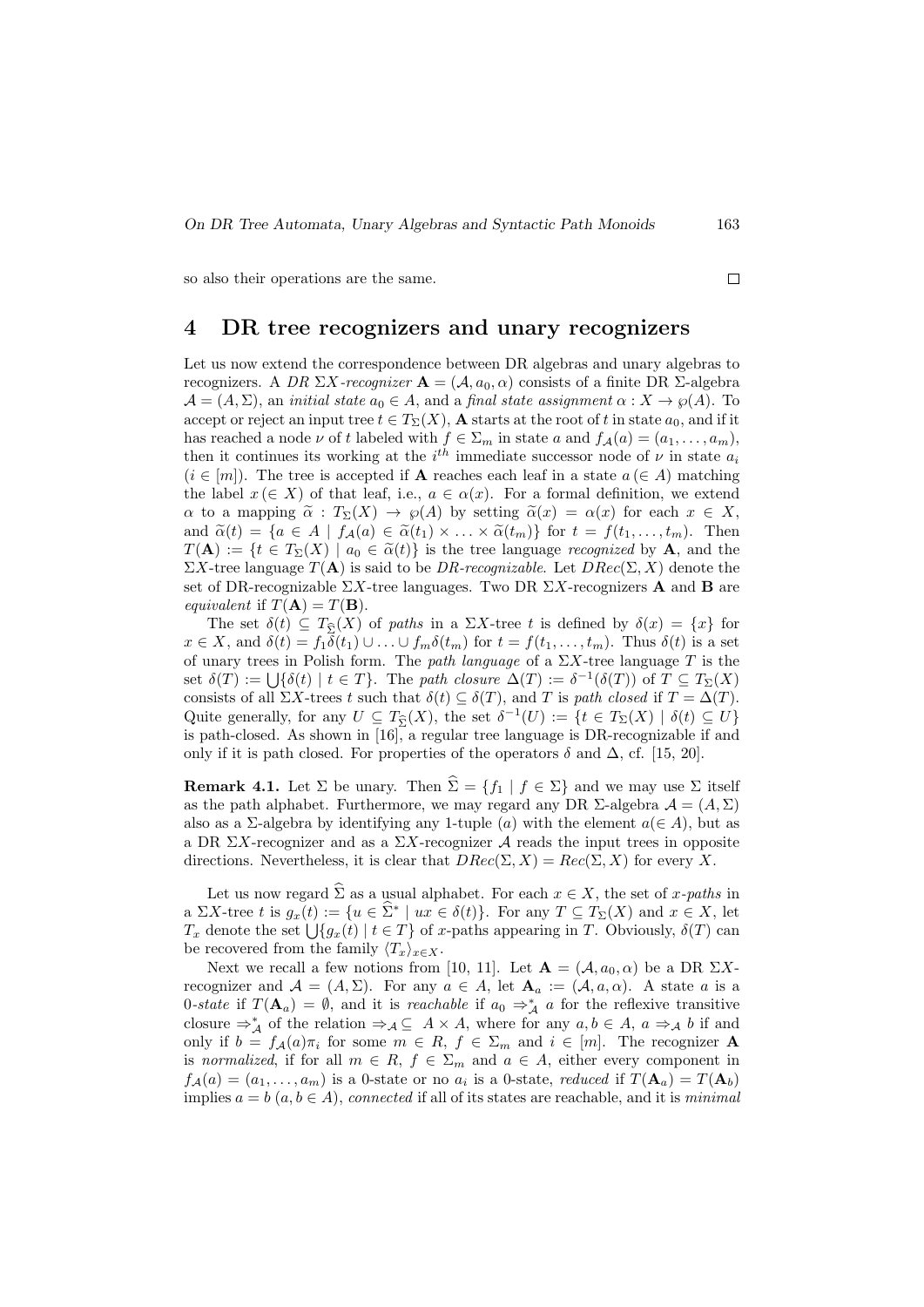so also their operations are the same. $\square$

## 4 DR tree recognizers and unary recognizers

Let us now extend the correspondence between DR algebras and unary algebras to recognizers. A *DR $\Sigma X$-recognizer* $\mathbf{A} = (\mathcal{A}, a_0, \alpha)$ consists of a finite DR $\Sigma$-algebra $\mathcal{A} = (A, \Sigma)$, an *initial state* $a_0 \in A$, and a *final state assignment* $\alpha : X \to \wp(A)$. To accept or reject an input tree $t \in T_\Sigma(X)$, $\mathbf{A}$ starts at the root of $t$ in state $a_0$, and if it has reached a node $\nu$ of $t$ labeled with $f \in \Sigma_m$ in state $a$ and $f_\mathcal{A}(a) = (a_1, \ldots, a_m)$, then it continues its working at the $i^{th}$ immediate successor node of $\nu$ in state $a_i$ ($i \in [m]$). The tree is accepted if $\mathbf{A}$ reaches each leaf in a state $a\,(\in A)$ matching the label $x\,(\in X)$ of that leaf, i.e., $a \in \alpha(x)$. For a formal definition, we extend $\alpha$ to a mapping $\widetilde{\alpha} : T_\Sigma(X) \to \wp(A)$ by setting $\widetilde{\alpha}(x) = \alpha(x)$ for each $x \in X$, and $\widetilde{\alpha}(t) = \{a \in A \mid f_\mathcal{A}(a) \in \widetilde{\alpha}(t_1) \times \ldots \times \widetilde{\alpha}(t_m)\}$ for $t = f(t_1, \ldots, t_m)$. Then $T(\mathbf{A}) := \{t \in T_\Sigma(X) \mid a_0 \in \widetilde{\alpha}(t)\}$ is the tree language *recognized* by $\mathbf{A}$, and the $\Sigma X$-tree language $T(\mathbf{A})$ is said to be *DR-recognizable*. Let $DRec(\Sigma, X)$ denote the set of DR-recognizable $\Sigma X$-tree languages. Two DR $\Sigma X$-recognizers $\mathbf{A}$ and $\mathbf{B}$ are *equivalent* if $T(\mathbf{A}) = T(\mathbf{B})$.

The set $\delta(t) \subseteq T_{\widehat{\Sigma}}(X)$ of *paths* in a $\Sigma X$-tree $t$ is defined by $\delta(x) = \{x\}$ for $x \in X$, and $\delta(t) = f_1\delta(t_1) \cup \ldots \cup f_m\delta(t_m)$ for $t = f(t_1, \ldots, t_m)$. Thus $\delta(t)$ is a set of unary trees in Polish form. The *path language* of a $\Sigma X$-tree language $T$ is the set $\delta(T) := \bigcup\{\delta(t) \mid t \in T\}$. The *path closure* $\Delta(T) := \delta^{-1}(\delta(T))$ of $T \subseteq T_\Sigma(X)$ consists of all $\Sigma X$-trees $t$ such that $\delta(t) \subseteq \delta(T)$, and $T$ is *path closed* if $T = \Delta(T)$. Quite generally, for any $U \subseteq T_{\widehat{\Sigma}}(X)$, the set $\delta^{-1}(U) := \{t \in T_\Sigma(X) \mid \delta(t) \subseteq U\}$ is path-closed. As shown in [16], a regular tree language is DR-recognizable if and only if it is path closed. For properties of the operators $\delta$ and $\Delta$, cf. [15, 20].

**Remark 4.1.** Let $\Sigma$ be unary. Then $\widehat{\Sigma} = \{f_1 \mid f \in \Sigma\}$ and we may use $\Sigma$ itself as the path alphabet. Furthermore, we may regard any DR $\Sigma$-algebra $\mathcal{A} = (A, \Sigma)$ also as a $\Sigma$-algebra by identifying any 1-tuple $(a)$ with the element $a (\in A)$, but as a DR $\Sigma X$-recognizer and as a $\Sigma X$-recognizer $\mathcal{A}$ reads the input trees in opposite directions. Nevertheless, it is clear that $DRec(\Sigma, X) = Rec(\Sigma, X)$ for every $X$.

Let us now regard $\widehat{\Sigma}$ as a usual alphabet. For each $x \in X$, the set of *x-paths* in a $\Sigma X$-tree $t$ is $g_x(t) := \{u \in \widehat{\Sigma}^* \mid ux \in \delta(t)\}$. For any $T \subseteq T_\Sigma(X)$ and $x \in X$, let $T_x$ denote the set $\bigcup\{g_x(t) \mid t \in T\}$ of $x$-paths appearing in $T$. Obviously, $\delta(T)$ can be recovered from the family $\langle T_x \rangle_{x \in X}$.

Next we recall a few notions from [10, 11]. Let $\mathbf{A} = (\mathcal{A}, a_0, \alpha)$ be a DR $\Sigma X$-recognizer and $\mathcal{A} = (A, \Sigma)$. For any $a \in A$, let $\mathbf{A}_a := (\mathcal{A}, a, \alpha)$. A state $a$ is a *0-state* if $T(\mathbf{A}_a) = \emptyset$, and it is *reachable* if $a_0 \Rightarrow^*_\mathcal{A} a$ for the reflexive transitive closure $\Rightarrow^*_\mathcal{A}$ of the relation $\Rightarrow_\mathcal{A} \subseteq A \times A$, where for any $a, b \in A$, $a \Rightarrow_\mathcal{A} b$ if and only if $b = f_\mathcal{A}(a)\pi_i$ for some $m \in R$, $f \in \Sigma_m$ and $i \in [m]$. The recognizer $\mathbf{A}$ is *normalized*, if for all $m \in R$, $f \in \Sigma_m$ and $a \in A$, either every component in $f_\mathcal{A}(a) = (a_1, \ldots, a_m)$ is a 0-state or no $a_i$ is a 0-state, *reduced* if $T(\mathbf{A}_a) = T(\mathbf{A}_b)$ implies $a = b$ ($a, b \in A$), *connected* if all of its states are reachable, and it is *minimal*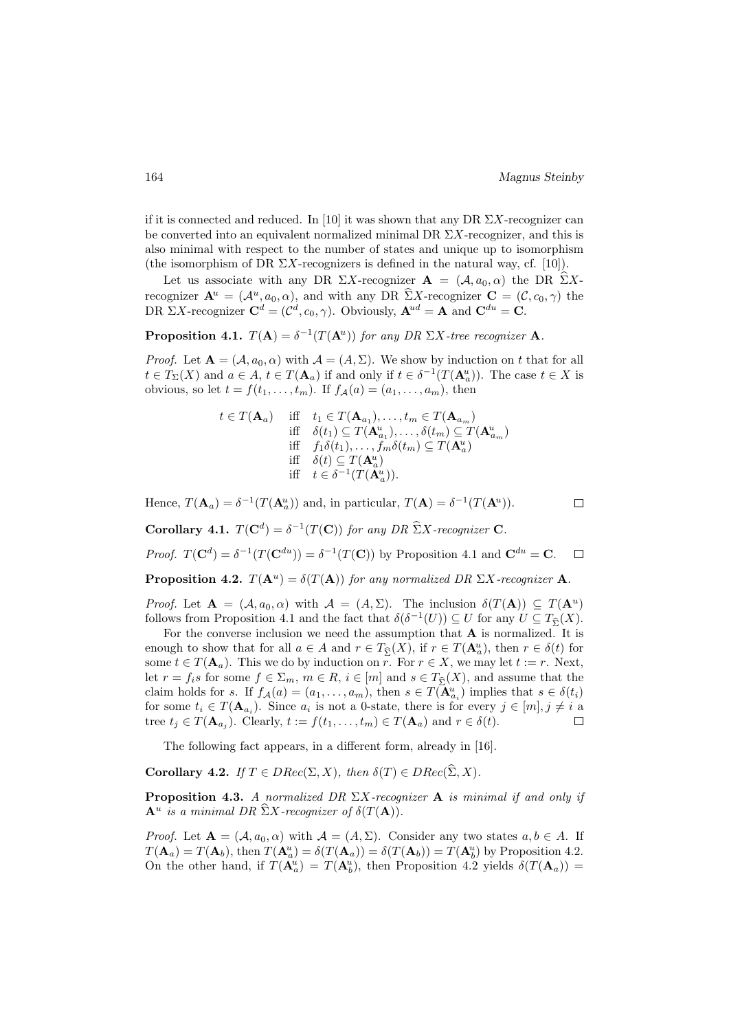if it is connected and reduced. In [10] it was shown that any DR $\Sigma X$-recognizer can be converted into an equivalent normalized minimal DR $\Sigma X$-recognizer, and this is also minimal with respect to the number of states and unique up to isomorphism (the isomorphism of DR $\Sigma X$-recognizers is defined in the natural way, cf. [10]).

Let us associate with any DR $\Sigma X$-recognizer $\mathbf{A} = (\mathcal{A}, a_0, \alpha)$ the DR $\widehat{\Sigma}X$-recognizer $\mathbf{A}^u = (\mathcal{A}^u, a_0, \alpha)$, and with any DR $\widehat{\Sigma}X$-recognizer $\mathbf{C} = (\mathcal{C}, c_0, \gamma)$ the DR $\Sigma X$-recognizer $\mathbf{C}^d = (\mathcal{C}^d, c_0, \gamma)$. Obviously, $\mathbf{A}^{ud} = \mathbf{A}$ and $\mathbf{C}^{du} = \mathbf{C}$.

**Proposition 4.1.** *$T(\mathbf{A}) = \delta^{-1}(T(\mathbf{A}^u))$ for any DR $\Sigma X$-tree recognizer $\mathbf{A}$.*

*Proof.* Let $\mathbf{A} = (\mathcal{A}, a_0, \alpha)$ with $\mathcal{A} = (A, \Sigma)$. We show by induction on $t$ that for all $t \in T_\Sigma(X)$ and $a \in A$, $t \in T(\mathbf{A}_a)$ if and only if $t \in \delta^{-1}(T(\mathbf{A}^u_a))$. The case $t \in X$ is obvious, so let $t = f(t_1, \ldots, t_m)$. If $f_\mathcal{A}(a) = (a_1, \ldots, a_m)$, then

$$
\begin{aligned}
t \in T(\mathbf{A}_a) \quad & \text{iff} \quad t_1 \in T(\mathbf{A}_{a_1}), \ldots, t_m \in T(\mathbf{A}_{a_m}) \\
& \text{iff} \quad \delta(t_1) \subseteq T(\mathbf{A}^u_{a_1}), \ldots, \delta(t_m) \subseteq T(\mathbf{A}^u_{a_m}) \\
& \text{iff} \quad f_1\delta(t_1), \ldots, f_m\delta(t_m) \subseteq T(\mathbf{A}^u_a) \\
& \text{iff} \quad \delta(t) \subseteq T(\mathbf{A}^u_a) \\
& \text{iff} \quad t \in \delta^{-1}(T(\mathbf{A}^u_a)).
\end{aligned}
$$

Hence, $T(\mathbf{A}_a) = \delta^{-1}(T(\mathbf{A}^u_a))$ and, in particular, $T(\mathbf{A}) = \delta^{-1}(T(\mathbf{A}^u))$. $\square$

**Corollary 4.1.** *$T(\mathbf{C}^d) = \delta^{-1}(T(\mathbf{C}))$ for any DR $\widehat{\Sigma}X$-recognizer $\mathbf{C}$.*

*Proof.* $T(\mathbf{C}^d) = \delta^{-1}(T(\mathbf{C}^{du})) = \delta^{-1}(T(\mathbf{C}))$ by Proposition 4.1 and $\mathbf{C}^{du} = \mathbf{C}$. $\square$

**Proposition 4.2.** *$T(\mathbf{A}^u) = \delta(T(\mathbf{A}))$ for any normalized DR $\Sigma X$-recognizer $\mathbf{A}$.*

*Proof.* Let $\mathbf{A} = (\mathcal{A}, a_0, \alpha)$ with $\mathcal{A} = (A, \Sigma)$. The inclusion $\delta(T(\mathbf{A})) \subseteq T(\mathbf{A}^u)$ follows from Proposition 4.1 and the fact that $\delta(\delta^{-1}(U)) \subseteq U$ for any $U \subseteq T_{\widehat{\Sigma}}(X)$.

For the converse inclusion we need the assumption that $\mathbf{A}$ is normalized. It is enough to show that for all $a \in A$ and $r \in T_{\widehat{\Sigma}}(X)$, if $r \in T(\mathbf{A}^u_a)$, then $r \in \delta(t)$ for some $t \in T(\mathbf{A}_a)$. This we do by induction on $r$. For $r \in X$, we may let $t := r$. Next, let $r = f_i s$ for some $f \in \Sigma_m$, $m \in R$, $i \in [m]$ and $s \in T_{\widehat{\Sigma}}(X)$, and assume that the claim holds for $s$. If $f_\mathcal{A}(a) = (a_1, \ldots, a_m)$, then $s \in T(\mathbf{A}^u_{a_i})$ implies that $s \in \delta(t_i)$ for some $t_i \in T(\mathbf{A}_{a_i})$. Since $a_i$ is not a 0-state, there is for every $j \in [m], j \neq i$ a tree $t_j \in T(\mathbf{A}_{a_j})$. Clearly, $t := f(t_1, \ldots, t_m) \in T(\mathbf{A}_a)$ and $r \in \delta(t)$. $\square$

The following fact appears, in a different form, already in [16].

**Corollary 4.2.** *If $T \in DRec(\Sigma, X)$, then $\delta(T) \in DRec(\widehat{\Sigma}, X)$.*

**Proposition 4.3.** *A normalized DR $\Sigma X$-recognizer $\mathbf{A}$ is minimal if and only if $\mathbf{A}^u$ is a minimal DR $\widehat{\Sigma}X$-recognizer of $\delta(T(\mathbf{A}))$.*

*Proof.* Let $\mathbf{A} = (\mathcal{A}, a_0, \alpha)$ with $\mathcal{A} = (A, \Sigma)$. Consider any two states $a, b \in A$. If $T(\mathbf{A}_a) = T(\mathbf{A}_b)$, then $T(\mathbf{A}^u_a) = \delta(T(\mathbf{A}_a)) = \delta(T(\mathbf{A}_b)) = T(\mathbf{A}^u_b)$ by Proposition 4.2. On the other hand, if $T(\mathbf{A}^u_a) = T(\mathbf{A}^u_b)$, then Proposition 4.2 yields $\delta(T(\mathbf{A}_a)) =$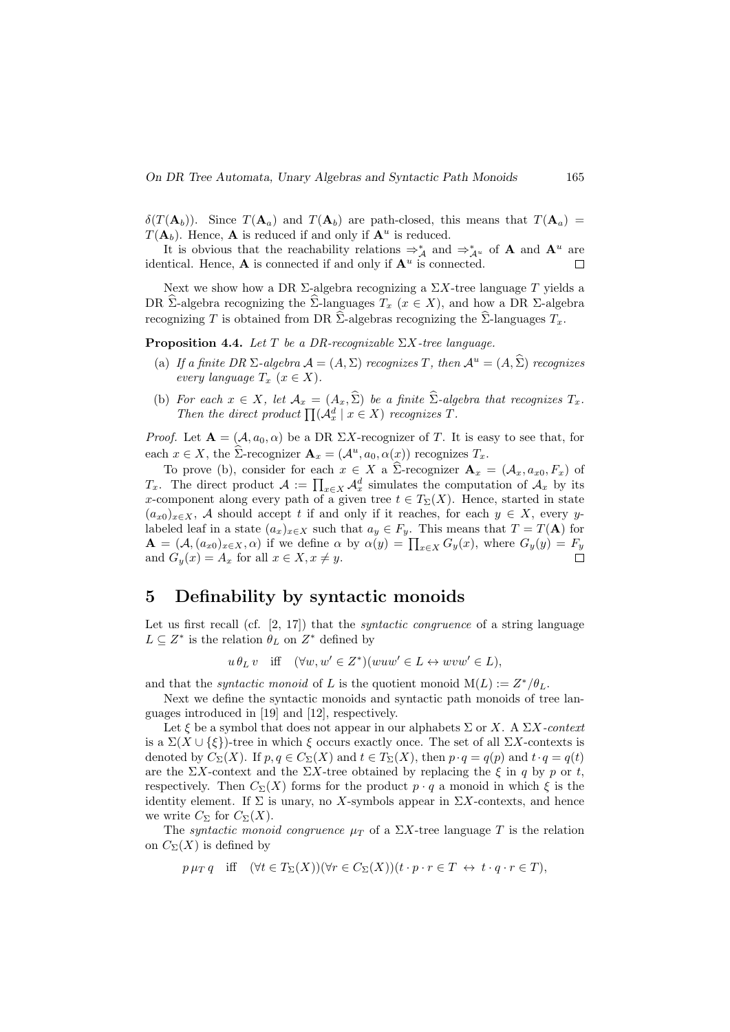$\delta(T(\mathbf{A}_b))$. Since $T(\mathbf{A}_a)$ and $T(\mathbf{A}_b)$ are path-closed, this means that $T(\mathbf{A}_a) = T(\mathbf{A}_b)$. Hence, $\mathbf{A}$ is reduced if and only if $\mathbf{A}^u$ is reduced.

It is obvious that the reachability relations $\Rightarrow^*_{\mathcal{A}}$ and $\Rightarrow^*_{\mathcal{A}^u}$ of $\mathbf{A}$ and $\mathbf{A}^u$ are identical. Hence, $\mathbf{A}$ is connected if and only if $\mathbf{A}^u$ is connected. $\square$

Next we show how a DR $\Sigma$-algebra recognizing a $\Sigma X$-tree language $T$ yields a DR $\widehat{\Sigma}$-algebra recognizing the $\widehat{\Sigma}$-languages $T_x$ $(x \in X)$, and how a DR $\Sigma$-algebra recognizing $T$ is obtained from DR $\widehat{\Sigma}$-algebras recognizing the $\widehat{\Sigma}$-languages $T_x$.

**Proposition 4.4.** *Let $T$ be a DR-recognizable $\Sigma X$-tree language.*

(a) *If a finite DR $\Sigma$-algebra $\mathcal{A} = (A, \Sigma)$ recognizes $T$, then $\mathcal{A}^u = (A, \widehat{\Sigma})$ recognizes every language $T_x$ $(x \in X)$.*

(b) *For each $x \in X$, let $\mathcal{A}_x = (A_x, \widehat{\Sigma})$ be a finite $\widehat{\Sigma}$-algebra that recognizes $T_x$. Then the direct product $\prod(\mathcal{A}^d_x \mid x \in X)$ recognizes $T$.*

*Proof.* Let $\mathbf{A} = (\mathcal{A}, a_0, \alpha)$ be a DR $\Sigma X$-recognizer of $T$. It is easy to see that, for each $x \in X$, the $\widehat{\Sigma}$-recognizer $\mathbf{A}_x = (\mathcal{A}^u, a_0, \alpha(x))$ recognizes $T_x$.

To prove (b), consider for each $x \in X$ a $\widehat{\Sigma}$-recognizer $\mathbf{A}_x = (\mathcal{A}_x, a_{x0}, F_x)$ of $T_x$. The direct product $\mathcal{A} := \prod_{x \in X} \mathcal{A}^d_x$ simulates the computation of $\mathcal{A}_x$ by its $x$-component along every path of a given tree $t \in T_\Sigma(X)$. Hence, started in state $(a_{x0})_{x \in X}$, $\mathcal{A}$ should accept $t$ if and only if it reaches, for each $y \in X$, every $y$-labeled leaf in a state $(a_x)_{x \in X}$ such that $a_y \in F_y$. This means that $T = T(\mathbf{A})$ for $\mathbf{A} = (\mathcal{A}, (a_{x0})_{x \in X}, \alpha)$ if we define $\alpha$ by $\alpha(y) = \prod_{x \in X} G_y(x)$, where $G_y(y) = F_y$ and $G_y(x) = A_x$ for all $x \in X, x \neq y$. $\square$

## 5 Definability by syntactic monoids

Let us first recall (cf. [2, 17]) that the *syntactic congruence* of a string language $L \subseteq Z^*$ is the relation $\theta_L$ on $Z^*$ defined by

$$u \, \theta_L \, v \quad \text{iff} \quad (\forall w, w' \in Z^*)(wuw' \in L \leftrightarrow wvw' \in L),$$

and that the *syntactic monoid* of $L$ is the quotient monoid $\mathrm{M}(L) := Z^*/\theta_L$.

Next we define the syntactic monoids and syntactic path monoids of tree languages introduced in [19] and [12], respectively.

Let $\xi$ be a symbol that does not appear in our alphabets $\Sigma$ or $X$. A $\Sigma X$*-context* is a $\Sigma(X \cup \{\xi\})$-tree in which $\xi$ occurs exactly once. The set of all $\Sigma X$-contexts is denoted by $C_\Sigma(X)$. If $p, q \in C_\Sigma(X)$ and $t \in T_\Sigma(X)$, then $p \cdot q = q(p)$ and $t \cdot q = q(t)$ are the $\Sigma X$-context and the $\Sigma X$-tree obtained by replacing the $\xi$ in $q$ by $p$ or $t$, respectively. Then $C_\Sigma(X)$ forms for the product $p \cdot q$ a monoid in which $\xi$ is the identity element. If $\Sigma$ is unary, no $X$-symbols appear in $\Sigma X$-contexts, and hence we write $C_\Sigma$ for $C_\Sigma(X)$.

The *syntactic monoid congruence* $\mu_T$ of a $\Sigma X$-tree language $T$ is the relation on $C_\Sigma(X)$ is defined by

$$p \, \mu_T \, q \quad \text{iff} \quad (\forall t \in T_\Sigma(X))(\forall r \in C_\Sigma(X))(t \cdot p \cdot r \in T \leftrightarrow t \cdot q \cdot r \in T),$$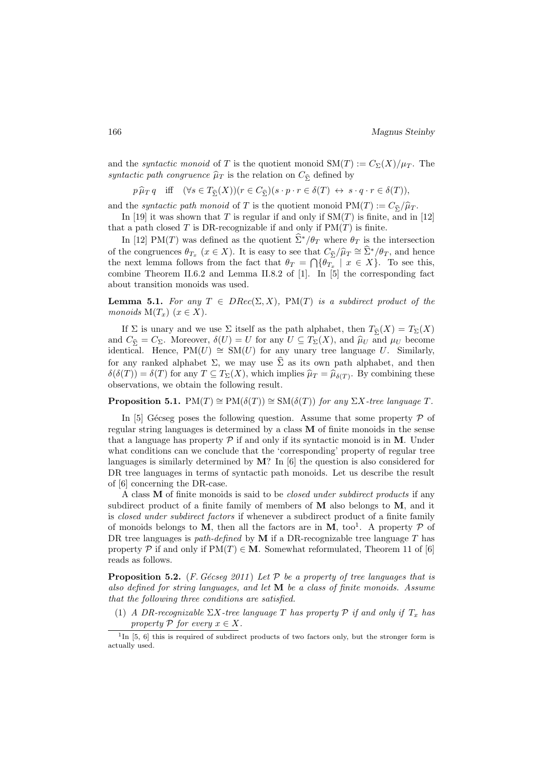and the *syntactic monoid* of $T$ is the quotient monoid $\mathrm{SM}(T) := C_\Sigma(X)/\mu_T$. The *syntactic path congruence* $\widehat{\mu}_T$ is the relation on $C_{\widehat{\Sigma}}$ defined by

$$p\,\widehat{\mu}_T\,q \quad \text{iff} \quad (\forall s \in T_{\widehat{\Sigma}}(X))(r \in C_{\widehat{\Sigma}})(s \cdot p \cdot r \in \delta(T) \leftrightarrow s \cdot q \cdot r \in \delta(T)),$$

and the *syntactic path monoid* of $T$ is the quotient monoid $\mathrm{PM}(T) := C_{\widehat{\Sigma}}/\widehat{\mu}_T$.

In [19] it was shown that $T$ is regular if and only if $\mathrm{SM}(T)$ is finite, and in [12] that a path closed $T$ is DR-recognizable if and only if $\mathrm{PM}(T)$ is finite.

In [12] $\mathrm{PM}(T)$ was defined as the quotient $\widehat{\Sigma}^*/\theta_T$ where $\theta_T$ is the intersection of the congruences $\theta_{T_x}$ ($x \in X$). It is easy to see that $C_{\widehat{\Sigma}}/\widehat{\mu}_T \cong \widehat{\Sigma}^*/\theta_T$, and hence the next lemma follows from the fact that $\theta_T = \bigcap\{\theta_{T_x} \mid x \in X\}$. To see this, combine Theorem II.6.2 and Lemma II.8.2 of [1]. In [5] the corresponding fact about transition monoids was used.

**Lemma 5.1.** *For any $T \in DRec(\Sigma, X)$, $\mathrm{PM}(T)$ is a subdirect product of the monoids $\mathrm{M}(T_x)$ ($x \in X$).*

If $\Sigma$ is unary and we use $\Sigma$ itself as the path alphabet, then $T_{\widehat{\Sigma}}(X) = T_\Sigma(X)$ and $C_{\widehat{\Sigma}} = C_\Sigma$. Moreover, $\delta(U) = U$ for any $U \subseteq T_\Sigma(X)$, and $\widehat{\mu}_U$ and $\mu_U$ become identical. Hence, $\mathrm{PM}(U) \cong \mathrm{SM}(U)$ for any unary tree language $U$. Similarly, for any ranked alphabet $\Sigma$, we may use $\widehat{\Sigma}$ as its own path alphabet, and then $\delta(\delta(T)) = \delta(T)$ for any $T \subseteq T_\Sigma(X)$, which implies $\widehat{\mu}_T = \widehat{\mu}_{\delta(T)}$. By combining these observations, we obtain the following result.

**Proposition 5.1.** $\mathrm{PM}(T) \cong \mathrm{PM}(\delta(T)) \cong \mathrm{SM}(\delta(T))$ *for any $\Sigma X$-tree language $T$.*

In [5] Gécseg poses the following question. Assume that some property $\mathcal{P}$ of regular string languages is determined by a class $\mathbf{M}$ of finite monoids in the sense that a language has property $\mathcal{P}$ if and only if its syntactic monoid is in $\mathbf{M}$. Under what conditions can we conclude that the 'corresponding' property of regular tree languages is similarly determined by $\mathbf{M}$? In [6] the question is also considered for DR tree languages in terms of syntactic path monoids. Let us describe the result of [6] concerning the DR-case.

A class $\mathbf{M}$ of finite monoids is said to be *closed under subdirect products* if any subdirect product of a finite family of members of $\mathbf{M}$ also belongs to $\mathbf{M}$, and it is *closed under subdirect factors* if whenever a subdirect product of a finite family of monoids belongs to $\mathbf{M}$, then all the factors are in $\mathbf{M}$, too[1]. A property $\mathcal{P}$ of DR tree languages is *path-defined* by $\mathbf{M}$ if a DR-recognizable tree language $T$ has property $\mathcal{P}$ if and only if $\mathrm{PM}(T) \in \mathbf{M}$. Somewhat reformulated, Theorem 11 of [6] reads as follows.

**Proposition 5.2.** (*F. Gécseg 2011*) *Let $\mathcal{P}$ be a property of tree languages that is also defined for string languages, and let $\mathbf{M}$ be a class of finite monoids. Assume that the following three conditions are satisfied.*

(1) *A DR-recognizable $\Sigma X$-tree language $T$ has property $\mathcal{P}$ if and only if $T_x$ has property $\mathcal{P}$ for every $x \in X$.*

[1] In [5, 6] this is required of subdirect products of two factors only, but the stronger form is actually used.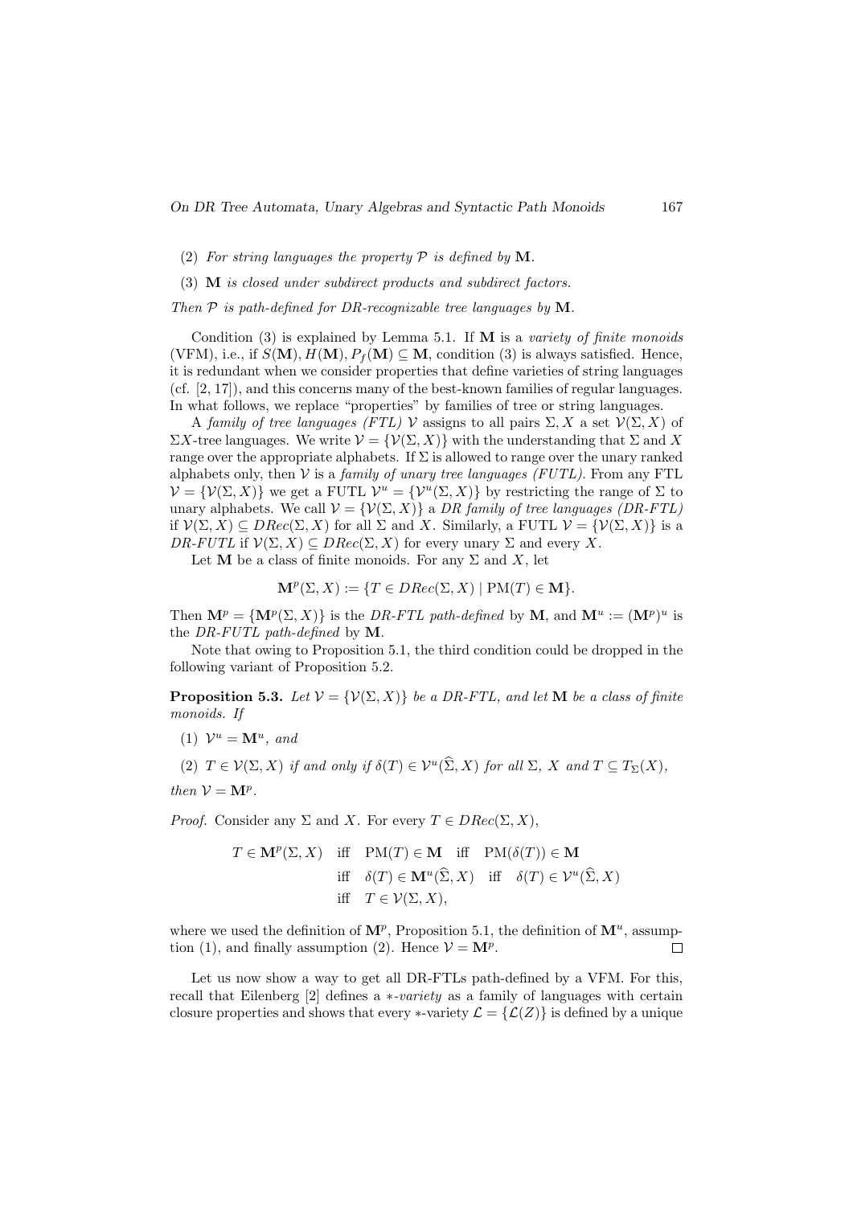(2) *For string languages the property $\mathcal{P}$ is defined by* $\mathbf{M}$.

(3) $\mathbf{M}$ *is closed under subdirect products and subdirect factors.*

*Then $\mathcal{P}$ is path-defined for DR-recognizable tree languages by* $\mathbf{M}$.

Condition (3) is explained by Lemma 5.1. If $\mathbf{M}$ is a *variety of finite monoids* (VFM), i.e., if $S(\mathbf{M}), H(\mathbf{M}), P_f(\mathbf{M}) \subseteq \mathbf{M}$, condition (3) is always satisfied. Hence, it is redundant when we consider properties that define varieties of string languages (cf. [2, 17]), and this concerns many of the best-known families of regular languages. In what follows, we replace "properties" by families of tree or string languages.

A *family of tree languages (FTL)* $\mathcal{V}$ assigns to all pairs $\Sigma, X$ a set $\mathcal{V}(\Sigma, X)$ of $\Sigma X$-tree languages. We write $\mathcal{V} = \{\mathcal{V}(\Sigma, X)\}$ with the understanding that $\Sigma$ and $X$ range over the appropriate alphabets. If $\Sigma$ is allowed to range over the unary ranked alphabets only, then $\mathcal{V}$ is a *family of unary tree languages (FUTL)*. From any FTL $\mathcal{V} = \{\mathcal{V}(\Sigma, X)\}$ we get a FUTL $\mathcal{V}^u = \{\mathcal{V}^u(\Sigma, X)\}$ by restricting the range of $\Sigma$ to unary alphabets. We call $\mathcal{V} = \{\mathcal{V}(\Sigma, X)\}$ a *DR family of tree languages (DR-FTL)* if $\mathcal{V}(\Sigma, X) \subseteq DRec(\Sigma, X)$ for all $\Sigma$ and $X$. Similarly, a FUTL $\mathcal{V} = \{\mathcal{V}(\Sigma, X)\}$ is a *DR-FUTL* if $\mathcal{V}(\Sigma, X) \subseteq DRec(\Sigma, X)$ for every unary $\Sigma$ and every $X$.

Let $\mathbf{M}$ be a class of finite monoids. For any $\Sigma$ and $X$, let

$$\mathbf{M}^p(\Sigma, X) := \{T \in DRec(\Sigma, X) \mid \mathrm{PM}(T) \in \mathbf{M}\}.$$

Then $\mathbf{M}^p = \{\mathbf{M}^p(\Sigma, X)\}$ is the *DR-FTL path-defined* by $\mathbf{M}$, and $\mathbf{M}^u := (\mathbf{M}^p)^u$ is the *DR-FUTL path-defined* by $\mathbf{M}$.

Note that owing to Proposition 5.1, the third condition could be dropped in the following variant of Proposition 5.2.

**Proposition 5.3.** *Let $\mathcal{V} = \{\mathcal{V}(\Sigma, X)\}$ be a DR-FTL, and let $\mathbf{M}$ be a class of finite monoids. If*

(1) $\mathcal{V}^u = \mathbf{M}^u$, *and*

(2) $T \in \mathcal{V}(\Sigma, X)$ *if and only if* $\delta(T) \in \mathcal{V}^u(\widehat{\Sigma}, X)$ *for all* $\Sigma$, $X$ *and* $T \subseteq T_\Sigma(X)$,

*then* $\mathcal{V} = \mathbf{M}^p$.

*Proof.* Consider any $\Sigma$ and $X$. For every $T \in DRec(\Sigma, X)$,

$$\begin{aligned} T \in \mathbf{M}^p(\Sigma, X) \quad &\text{iff} \quad \mathrm{PM}(T) \in \mathbf{M} \quad \text{iff} \quad \mathrm{PM}(\delta(T)) \in \mathbf{M} \\ &\text{iff} \quad \delta(T) \in \mathbf{M}^u(\widehat{\Sigma}, X) \quad \text{iff} \quad \delta(T) \in \mathcal{V}^u(\widehat{\Sigma}, X) \\ &\text{iff} \quad T \in \mathcal{V}(\Sigma, X), \end{aligned}$$

where we used the definition of $\mathbf{M}^p$, Proposition 5.1, the definition of $\mathbf{M}^u$, assumption (1), and finally assumption (2). Hence $\mathcal{V} = \mathbf{M}^p$. $\square$

Let us now show a way to get all DR-FTLs path-defined by a VFM. For this, recall that Eilenberg [2] defines a $*$-*variety* as a family of languages with certain closure properties and shows that every $*$-variety $\mathcal{L} = \{\mathcal{L}(Z)\}$ is defined by a unique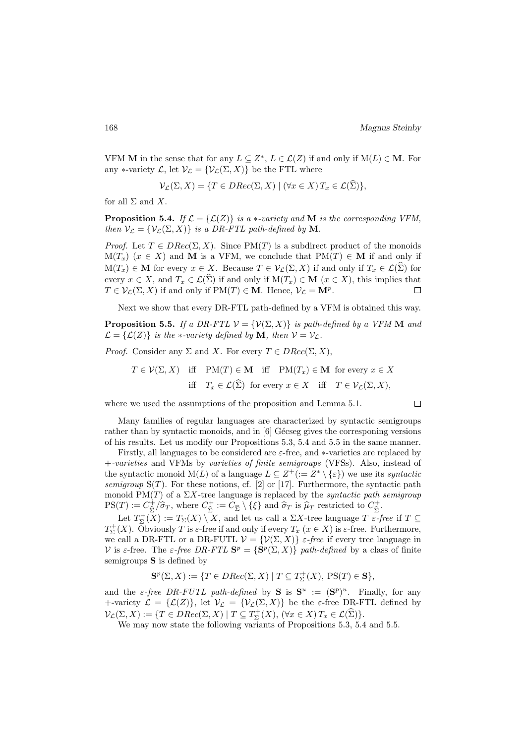VFM $\mathbf{M}$ in the sense that for any $L \subseteq Z^*$, $L \in \mathcal{L}(Z)$ if and only if $\mathrm{M}(L) \in \mathbf{M}$. For any $*$-variety $\mathcal{L}$, let $\mathcal{V}_{\mathcal{L}} = \{\mathcal{V}_{\mathcal{L}}(\Sigma, X)\}$ be the FTL where

$$\mathcal{V}_{\mathcal{L}}(\Sigma, X) = \{T \in DRec(\Sigma, X) \mid (\forall x \in X)\, T_x \in \mathcal{L}(\widehat{\Sigma})\},$$

for all $\Sigma$ and $X$.

**Proposition 5.4.** *If $\mathcal{L} = \{\mathcal{L}(Z)\}$ is a $*$-variety and $\mathbf{M}$ is the corresponding VFM, then $\mathcal{V}_{\mathcal{L}} = \{\mathcal{V}_{\mathcal{L}}(\Sigma, X)\}$ is a DR-FTL path-defined by $\mathbf{M}$.*

*Proof.* Let $T \in DRec(\Sigma, X)$. Since $\mathrm{PM}(T)$ is a subdirect product of the monoids $\mathrm{M}(T_x)$ $(x \in X)$ and $\mathbf{M}$ is a VFM, we conclude that $\mathrm{PM}(T) \in \mathbf{M}$ if and only if $\mathrm{M}(T_x) \in \mathbf{M}$ for every $x \in X$. Because $T \in \mathcal{V}_{\mathcal{L}}(\Sigma, X)$ if and only if $T_x \in \mathcal{L}(\widehat{\Sigma})$ for every $x \in X$, and $T_x \in \mathcal{L}(\widehat{\Sigma})$ if and only if $\mathrm{M}(T_x) \in \mathbf{M}$ $(x \in X)$, this implies that $T \in \mathcal{V}_{\mathcal{L}}(\Sigma, X)$ if and only if $\mathrm{PM}(T) \in \mathbf{M}$. Hence, $\mathcal{V}_{\mathcal{L}} = \mathbf{M}^p$. $\square$

Next we show that every DR-FTL path-defined by a VFM is obtained this way.

**Proposition 5.5.** *If a DR-FTL $\mathcal{V} = \{\mathcal{V}(\Sigma, X)\}$ is path-defined by a VFM $\mathbf{M}$ and $\mathcal{L} = \{\mathcal{L}(Z)\}$ is the $*$-variety defined by $\mathbf{M}$, then $\mathcal{V} = \mathcal{V}_{\mathcal{L}}$.*

*Proof.* Consider any $\Sigma$ and $X$. For every $T \in DRec(\Sigma, X)$,

$$\begin{aligned} T \in \mathcal{V}(\Sigma, X) \quad &\text{iff} \quad \mathrm{PM}(T) \in \mathbf{M} \quad \text{iff} \quad \mathrm{PM}(T_x) \in \mathbf{M} \ \text{ for every } x \in X \\ &\text{iff} \quad T_x \in \mathcal{L}(\widehat{\Sigma}) \ \text{ for every } x \in X \quad \text{iff} \quad T \in \mathcal{V}_{\mathcal{L}}(\Sigma, X), \end{aligned}$$

where we used the assumptions of the proposition and Lemma 5.1. $\square$

Many families of regular languages are characterized by syntactic semigroups rather than by syntactic monoids, and in [6] Gécseg gives the corresponing versions of his results. Let us modify our Propositions 5.3, 5.4 and 5.5 in the same manner.

Firstly, all languages to be considered are $\varepsilon$-free, and $*$-varieties are replaced by $+$*-varieties* and VFMs by *varieties of finite semigroups* (VFSs). Also, instead of the syntactic monoid $\mathrm{M}(L)$ of a language $L \subseteq Z^+ (:= Z^* \setminus \{\varepsilon\})$ we use its *syntactic semigroup* $\mathrm{S}(T)$. For these notions, cf. [2] or [17]. Furthermore, the syntactic path monoid $\mathrm{PM}(T)$ of a $\Sigma X$-tree language is replaced by the *syntactic path semigroup* $\mathrm{PS}(T) := C^+_{\widehat{\Sigma}}/\widehat{\sigma}_T$, where $C^+_{\widehat{\Sigma}} := C_{\widehat{\Sigma}} \setminus \{\xi\}$ and $\widehat{\sigma}_T$ is $\widehat{\mu}_T$ restricted to $C^+_{\widehat{\Sigma}}$.

Let $T^+_\Sigma(X) := T_\Sigma(X) \setminus X$, and let us call a $\Sigma X$-tree language $T$ *$\varepsilon$-free* if $T \subseteq T^+_\Sigma(X)$. Obviously $T$ is $\varepsilon$-free if and only if every $T_x$ $(x \in X)$ is $\varepsilon$-free. Furthermore, we call a DR-FTL or a DR-FUTL $\mathcal{V} = \{\mathcal{V}(\Sigma, X)\}$ *$\varepsilon$-free* if every tree language in $\mathcal{V}$ is $\varepsilon$-free. The *$\varepsilon$-free DR-FTL* $\mathbf{S}^p = \{\mathbf{S}^p(\Sigma, X)\}$ *path-defined* by a class of finite semigroups $\mathbf{S}$ is defined by

$$\mathbf{S}^p(\Sigma, X) := \{T \in DRec(\Sigma, X) \mid T \subseteq T^+_\Sigma(X),\ \mathrm{PS}(T) \in \mathbf{S}\},$$

and the *$\varepsilon$-free DR-FUTL path-defined* by $\mathbf{S}$ is $\mathbf{S}^u := (\mathbf{S}^p)^u$. Finally, for any $+$-variety $\mathcal{L} = \{\mathcal{L}(Z)\}$, let $\mathcal{V}_{\mathcal{L}} = \{\mathcal{V}_{\mathcal{L}}(\Sigma, X)\}$ be the $\varepsilon$-free DR-FTL defined by $\mathcal{V}_{\mathcal{L}}(\Sigma, X) := \{T \in DRec(\Sigma, X) \mid T \subseteq T^+_\Sigma(X),\ (\forall x \in X)\, T_x \in \mathcal{L}(\widehat{\Sigma})\}$.

We may now state the following variants of Propositions 5.3, 5.4 and 5.5.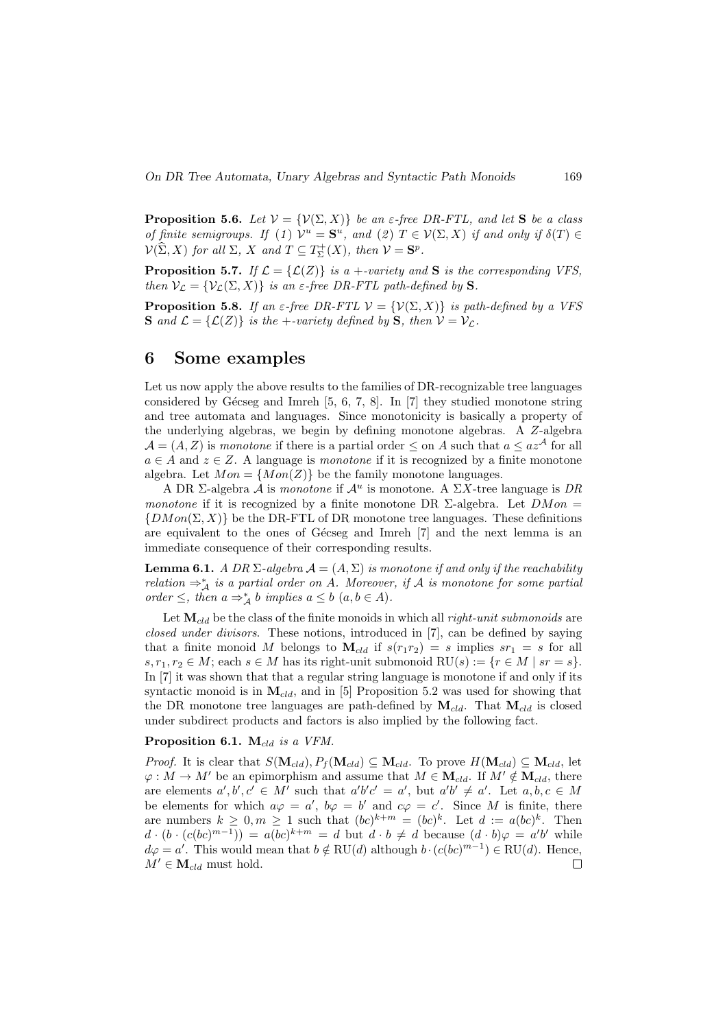**Proposition 5.6.** *Let $\mathcal{V} = \{\mathcal{V}(\Sigma, X)\}$ be an $\varepsilon$-free DR-FTL, and let* $\mathbf{S}$ *be a class of finite semigroups. If (1) $\mathcal{V}^u = \mathbf{S}^u$, and (2) $T \in \mathcal{V}(\Sigma, X)$ if and only if $\delta(T) \in \mathcal{V}(\widehat{\Sigma}, X)$ for all $\Sigma$, $X$ and $T \subseteq T_\Sigma^+(X)$, then $\mathcal{V} = \mathbf{S}^p$.*

**Proposition 5.7.** *If $\mathcal{L} = \{\mathcal{L}(Z)\}$ is a +-variety and* $\mathbf{S}$ *is the corresponding VFS, then $\mathcal{V}_\mathcal{L} = \{\mathcal{V}_\mathcal{L}(\Sigma, X)\}$ is an $\varepsilon$-free DR-FTL path-defined by* $\mathbf{S}$.

**Proposition 5.8.** *If an $\varepsilon$-free DR-FTL $\mathcal{V} = \{\mathcal{V}(\Sigma, X)\}$ is path-defined by a VFS* $\mathbf{S}$ *and $\mathcal{L} = \{\mathcal{L}(Z)\}$ is the +-variety defined by* $\mathbf{S}$*, then $\mathcal{V} = \mathcal{V}_\mathcal{L}$.*

# 6 Some examples

Let us now apply the above results to the families of DR-recognizable tree languages considered by Gécseg and Imreh [5, 6, 7, 8]. In [7] they studied monotone string and tree automata and languages. Since monotonicity is basically a property of the underlying algebras, we begin by defining monotone algebras. A $Z$-algebra $\mathcal{A} = (A, Z)$ is *monotone* if there is a partial order $\leq$ on $A$ such that $a \leq az^{\mathcal{A}}$ for all $a \in A$ and $z \in Z$. A language is *monotone* if it is recognized by a finite monotone algebra. Let $Mon = \{Mon(Z)\}$ be the family monotone languages.

A DR $\Sigma$-algebra $\mathcal{A}$ is *monotone* if $\mathcal{A}^u$ is monotone. A $\Sigma X$-tree language is *DR monotone* if it is recognized by a finite monotone DR $\Sigma$-algebra. Let $DMon = \{DMon(\Sigma, X)\}$ be the DR-FTL of DR monotone tree languages. These definitions are equivalent to the ones of Gécseg and Imreh [7] and the next lemma is an immediate consequence of their corresponding results.

**Lemma 6.1.** *A DR $\Sigma$-algebra $\mathcal{A} = (A, \Sigma)$ is monotone if and only if the reachability relation $\Rightarrow_\mathcal{A}^*$ is a partial order on $A$. Moreover, if $\mathcal{A}$ is monotone for some partial order $\leq$, then $a \Rightarrow_\mathcal{A}^* b$ implies $a \leq b$ $(a, b \in A)$.*

Let $\mathbf{M}_{cld}$ be the class of the finite monoids in which all *right-unit submonoids* are *closed under divisors*. These notions, introduced in [7], can be defined by saying that a finite monoid $M$ belongs to $\mathbf{M}_{cld}$ if $s(r_1r_2) = s$ implies $sr_1 = s$ for all $s, r_1, r_2 \in M$; each $s \in M$ has its right-unit submonoid $\mathrm{RU}(s) := \{r \in M \mid sr = s\}$. In [7] it was shown that that a regular string language is monotone if and only if its syntactic monoid is in $\mathbf{M}_{cld}$, and in [5] Proposition 5.2 was used for showing that the DR monotone tree languages are path-defined by $\mathbf{M}_{cld}$. That $\mathbf{M}_{cld}$ is closed under subdirect products and factors is also implied by the following fact.

**Proposition 6.1.** $\mathbf{M}_{cld}$ *is a VFM.*

*Proof.* It is clear that $S(\mathbf{M}_{cld}), P_f(\mathbf{M}_{cld}) \subseteq \mathbf{M}_{cld}$. To prove $H(\mathbf{M}_{cld}) \subseteq \mathbf{M}_{cld}$, let $\varphi : M \to M'$ be an epimorphism and assume that $M \in \mathbf{M}_{cld}$. If $M' \notin \mathbf{M}_{cld}$, there are elements $a', b', c' \in M'$ such that $a'b'c' = a'$, but $a'b' \neq a'$. Let $a, b, c \in M$ be elements for which $a\varphi = a'$, $b\varphi = b'$ and $c\varphi = c'$. Since $M$ is finite, there are numbers $k \geq 0, m \geq 1$ such that $(bc)^{k+m} = (bc)^k$. Let $d := a(bc)^k$. Then $d \cdot (b \cdot (c(bc)^{m-1})) = a(bc)^{k+m} = d$ but $d \cdot b \neq d$ because $(d \cdot b)\varphi = a'b'$ while $d\varphi = a'$. This would mean that $b \notin \mathrm{RU}(d)$ although $b \cdot (c(bc)^{m-1}) \in \mathrm{RU}(d)$. Hence, $M' \in \mathbf{M}_{cld}$ must hold. $\square$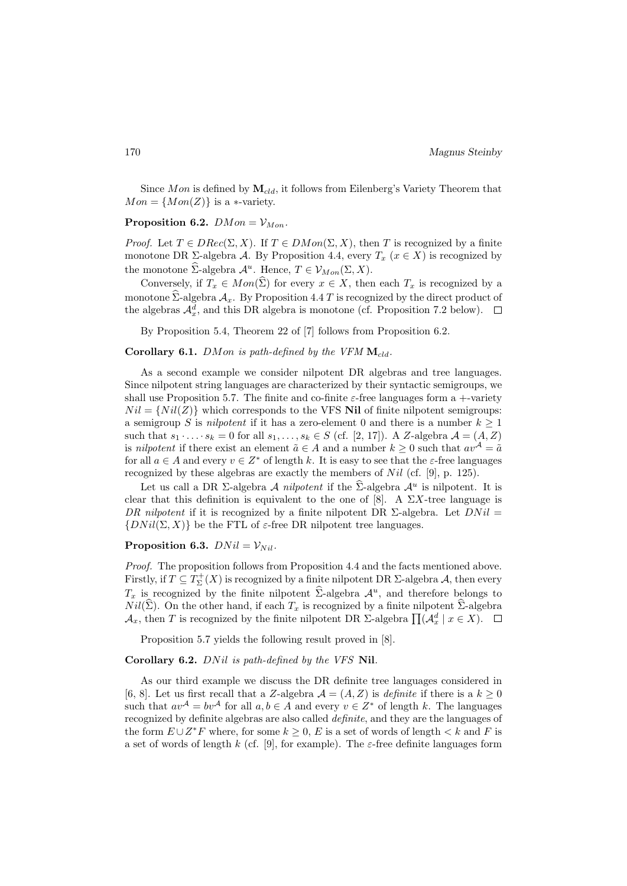Since $Mon$ is defined by $\mathbf{M}_{cld}$, it follows from Eilenberg's Variety Theorem that $Mon = \{Mon(Z)\}$ is a $*$-variety.

**Proposition 6.2.** $DMon = \mathcal{V}_{Mon}$.

*Proof.* Let $T \in DRec(\Sigma, X)$. If $T \in DMon(\Sigma, X)$, then $T$ is recognized by a finite monotone DR $\Sigma$-algebra $\mathcal{A}$. By Proposition 4.4, every $T_x$ ($x \in X$) is recognized by the monotone $\widehat{\Sigma}$-algebra $\mathcal{A}^u$. Hence, $T \in \mathcal{V}_{Mon}(\Sigma, X)$.

Conversely, if $T_x \in Mon(\widehat{\Sigma})$ for every $x \in X$, then each $T_x$ is recognized by a monotone $\widehat{\Sigma}$-algebra $\mathcal{A}_x$. By Proposition 4.4 $T$ is recognized by the direct product of the algebras $\mathcal{A}_x^d$, and this DR algebra is monotone (cf. Proposition 7.2 below). $\square$

By Proposition 5.4, Theorem 22 of [7] follows from Proposition 6.2.

**Corollary 6.1.** *$DMon$ is path-defined by the VFM $\mathbf{M}_{cld}$.*

As a second example we consider nilpotent DR algebras and tree languages. Since nilpotent string languages are characterized by their syntactic semigroups, we shall use Proposition 5.7. The finite and co-finite $\varepsilon$-free languages form a $+$-variety $Nil = \{Nil(Z)\}$ which corresponds to the VFS **Nil** of finite nilpotent semigroups: a semigroup $S$ is *nilpotent* if it has a zero-element 0 and there is a number $k \geq 1$ such that $s_1 \cdot \ldots \cdot s_k = 0$ for all $s_1, \ldots, s_k \in S$ (cf. [2, 17]). A $Z$-algebra $\mathcal{A} = (A, Z)$ is *nilpotent* if there exist an element $\tilde{a} \in A$ and a number $k \geq 0$ such that $av^{\mathcal{A}} = \tilde{a}$ for all $a \in A$ and every $v \in Z^*$ of length $k$. It is easy to see that the $\varepsilon$-free languages recognized by these algebras are exactly the members of $Nil$ (cf. [9], p. 125).

Let us call a DR $\Sigma$-algebra $\mathcal{A}$ *nilpotent* if the $\widehat{\Sigma}$-algebra $\mathcal{A}^u$ is nilpotent. It is clear that this definition is equivalent to the one of [8]. A $\Sigma X$-tree language is *DR nilpotent* if it is recognized by a finite nilpotent DR $\Sigma$-algebra. Let $DNil = \{DNil(\Sigma, X)\}$ be the FTL of $\varepsilon$-free DR nilpotent tree languages.

**Proposition 6.3.** $DNil = \mathcal{V}_{Nil}$.

*Proof.* The proposition follows from Proposition 4.4 and the facts mentioned above. Firstly, if $T \subseteq T_\Sigma^+(X)$ is recognized by a finite nilpotent DR $\Sigma$-algebra $\mathcal{A}$, then every $T_x$ is recognized by the finite nilpotent $\widehat{\Sigma}$-algebra $\mathcal{A}^u$, and therefore belongs to $Nil(\widehat{\Sigma})$. On the other hand, if each $T_x$ is recognized by a finite nilpotent $\widehat{\Sigma}$-algebra $\mathcal{A}_x$, then $T$ is recognized by the finite nilpotent DR $\Sigma$-algebra $\prod(\mathcal{A}_x^d \mid x \in X)$. $\square$

Proposition 5.7 yields the following result proved in [8].

**Corollary 6.2.** *$DNil$ is path-defined by the VFS* **Nil**.

As our third example we discuss the DR definite tree languages considered in [6, 8]. Let us first recall that a $Z$-algebra $\mathcal{A} = (A, Z)$ is *definite* if there is a $k \geq 0$ such that $av^{\mathcal{A}} = bv^{\mathcal{A}}$ for all $a, b \in A$ and every $v \in Z^*$ of length $k$. The languages recognized by definite algebras are also called *definite*, and they are the languages of the form $E \cup Z^*F$ where, for some $k \geq 0$, $E$ is a set of words of length $< k$ and $F$ is a set of words of length $k$ (cf. [9], for example). The $\varepsilon$-free definite languages form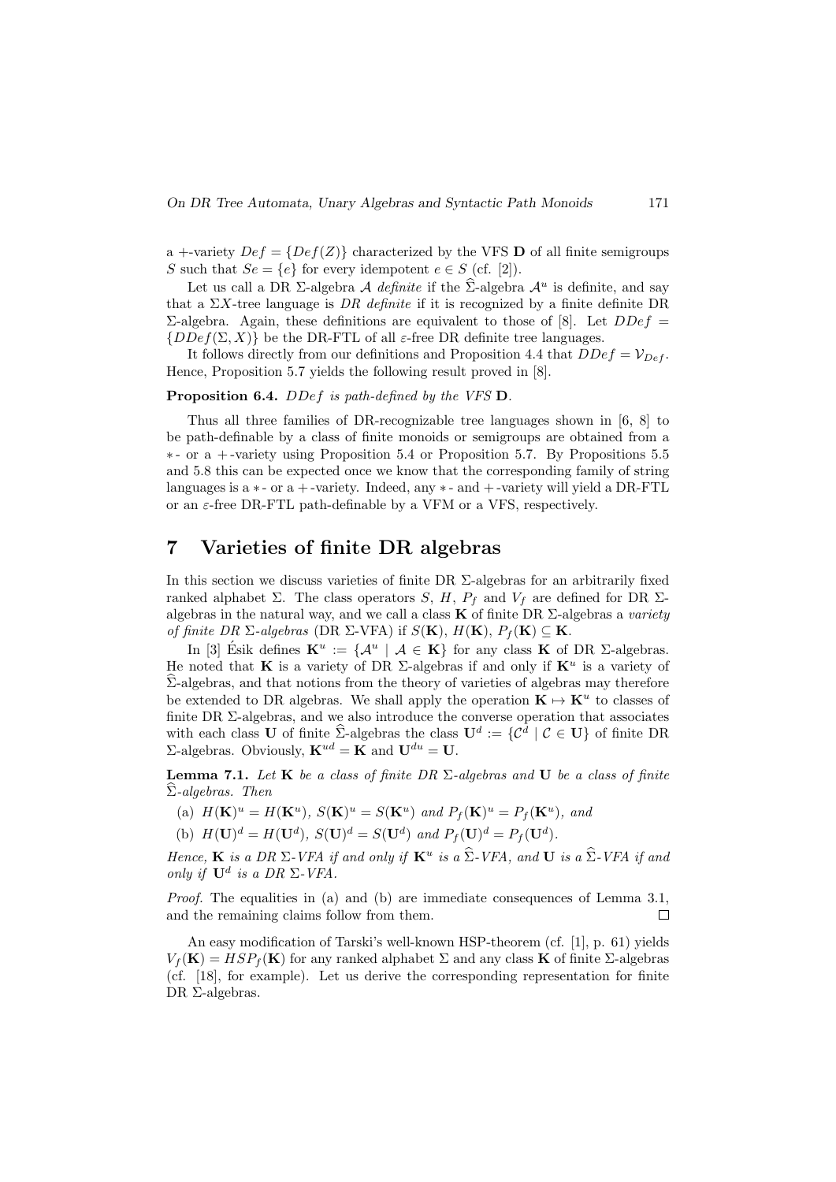a +-variety $Def = \{Def(Z)\}$ characterized by the VFS $\mathbf{D}$ of all finite semigroups $S$ such that $Se = \{e\}$ for every idempotent $e \in S$ (cf. [2]).

Let us call a DR $\Sigma$-algebra $\mathcal{A}$ *definite* if the $\widehat{\Sigma}$-algebra $\mathcal{A}^u$ is definite, and say that a $\Sigma X$-tree language is *DR definite* if it is recognized by a finite definite DR $\Sigma$-algebra. Again, these definitions are equivalent to those of [8]. Let $DDef = \{DDef(\Sigma, X)\}$ be the DR-FTL of all $\varepsilon$-free DR definite tree languages.

It follows directly from our definitions and Proposition 4.4 that $DDef = \mathcal{V}_{Def}$. Hence, Proposition 5.7 yields the following result proved in [8].

**Proposition 6.4.** *$DDef$ is path-defined by the VFS $\mathbf{D}$.*

Thus all three families of DR-recognizable tree languages shown in [6, 8] to be path-definable by a class of finite monoids or semigroups are obtained from a $*$- or a $+$-variety using Proposition 5.4 or Proposition 5.7. By Propositions 5.5 and 5.8 this can be expected once we know that the corresponding family of string languages is a $*$- or a $+$-variety. Indeed, any $*$- and $+$-variety will yield a DR-FTL or an $\varepsilon$-free DR-FTL path-definable by a VFM or a VFS, respectively.

# 7 Varieties of finite DR algebras

In this section we discuss varieties of finite DR $\Sigma$-algebras for an arbitrarily fixed ranked alphabet $\Sigma$. The class operators $S$, $H$, $P_f$ and $V_f$ are defined for DR $\Sigma$-algebras in the natural way, and we call a class $\mathbf{K}$ of finite DR $\Sigma$-algebras a *variety of finite DR $\Sigma$-algebras* (DR $\Sigma$-VFA) if $S(\mathbf{K})$, $H(\mathbf{K})$, $P_f(\mathbf{K}) \subseteq \mathbf{K}$.

In [3] Ésik defines $\mathbf{K}^u := \{\mathcal{A}^u \mid \mathcal{A} \in \mathbf{K}\}$ for any class $\mathbf{K}$ of DR $\Sigma$-algebras. He noted that $\mathbf{K}$ is a variety of DR $\Sigma$-algebras if and only if $\mathbf{K}^u$ is a variety of $\widehat{\Sigma}$-algebras, and that notions from the theory of varieties of algebras may therefore be extended to DR algebras. We shall apply the operation $\mathbf{K} \mapsto \mathbf{K}^u$ to classes of finite DR $\Sigma$-algebras, and we also introduce the converse operation that associates with each class $\mathbf{U}$ of finite $\widehat{\Sigma}$-algebras the class $\mathbf{U}^d := \{\mathcal{C}^d \mid \mathcal{C} \in \mathbf{U}\}$ of finite DR $\Sigma$-algebras. Obviously, $\mathbf{K}^{ud} = \mathbf{K}$ and $\mathbf{U}^{du} = \mathbf{U}$.

**Lemma 7.1.** *Let $\mathbf{K}$ be a class of finite DR $\Sigma$-algebras and $\mathbf{U}$ be a class of finite $\widehat{\Sigma}$-algebras. Then*

(a) $H(\mathbf{K})^u = H(\mathbf{K}^u)$, $S(\mathbf{K})^u = S(\mathbf{K}^u)$ *and* $P_f(\mathbf{K})^u = P_f(\mathbf{K}^u)$, *and*

(b) $H(\mathbf{U})^d = H(\mathbf{U}^d)$, $S(\mathbf{U})^d = S(\mathbf{U}^d)$ *and* $P_f(\mathbf{U})^d = P_f(\mathbf{U}^d)$.

*Hence, $\mathbf{K}$ is a DR $\Sigma$-VFA if and only if $\mathbf{K}^u$ is a $\widehat{\Sigma}$-VFA, and $\mathbf{U}$ is a $\widehat{\Sigma}$-VFA if and only if $\mathbf{U}^d$ is a DR $\Sigma$-VFA.*

*Proof.* The equalities in (a) and (b) are immediate consequences of Lemma 3.1, and the remaining claims follow from them. □

An easy modification of Tarski's well-known HSP-theorem (cf. [1], p. 61) yields $V_f(\mathbf{K}) = HSP_f(\mathbf{K})$ for any ranked alphabet $\Sigma$ and any class $\mathbf{K}$ of finite $\Sigma$-algebras (cf. [18], for example). Let us derive the corresponding representation for finite DR $\Sigma$-algebras.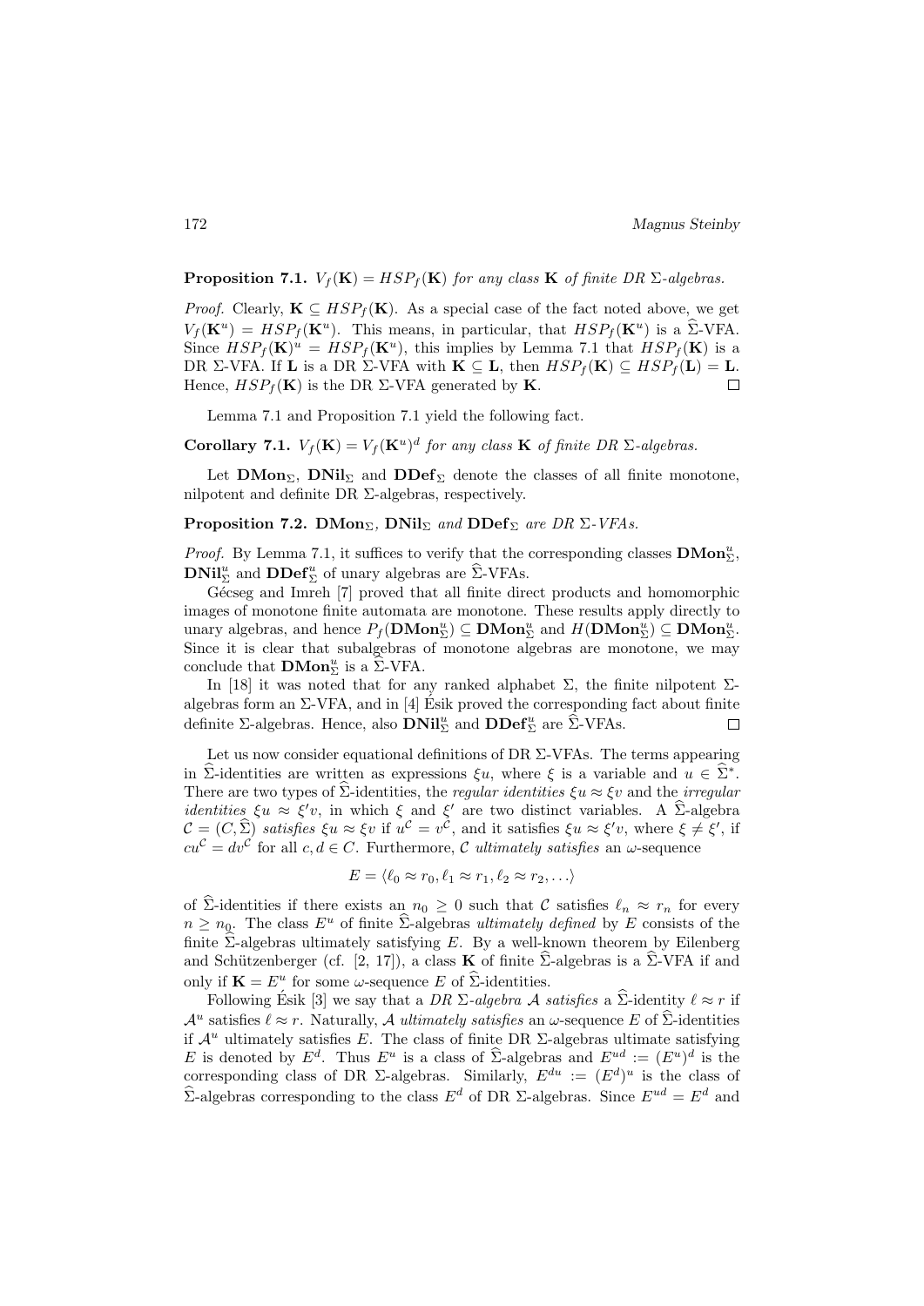**Proposition 7.1.** *$V_f(\mathbf{K}) = HSP_f(\mathbf{K})$ for any class $\mathbf{K}$ of finite DR $\Sigma$-algebras.*

*Proof.* Clearly, $\mathbf{K} \subseteq HSP_f(\mathbf{K})$. As a special case of the fact noted above, we get $V_f(\mathbf{K}^u) = HSP_f(\mathbf{K}^u)$. This means, in particular, that $HSP_f(\mathbf{K}^u)$ is a $\widehat{\Sigma}$-VFA. Since $HSP_f(\mathbf{K})^u = HSP_f(\mathbf{K}^u)$, this implies by Lemma 7.1 that $HSP_f(\mathbf{K})$ is a DR $\Sigma$-VFA. If $\mathbf{L}$ is a DR $\Sigma$-VFA with $\mathbf{K} \subseteq \mathbf{L}$, then $HSP_f(\mathbf{K}) \subseteq HSP_f(\mathbf{L}) = \mathbf{L}$. Hence, $HSP_f(\mathbf{K})$ is the DR $\Sigma$-VFA generated by $\mathbf{K}$. $\square$

Lemma 7.1 and Proposition 7.1 yield the following fact.

**Corollary 7.1.** *$V_f(\mathbf{K}) = V_f(\mathbf{K}^u)^d$ for any class $\mathbf{K}$ of finite DR $\Sigma$-algebras.*

Let $\mathbf{DMon}_\Sigma$, $\mathbf{DNil}_\Sigma$ and $\mathbf{DDef}_\Sigma$ denote the classes of all finite monotone, nilpotent and definite DR $\Sigma$-algebras, respectively.

**Proposition 7.2.** *$\mathbf{DMon}_\Sigma$, $\mathbf{DNil}_\Sigma$ and $\mathbf{DDef}_\Sigma$ are DR $\Sigma$-VFAs.*

*Proof.* By Lemma 7.1, it suffices to verify that the corresponding classes $\mathbf{DMon}_\Sigma^u$, $\mathbf{DNil}_\Sigma^u$ and $\mathbf{DDef}_\Sigma^u$ of unary algebras are $\widehat{\Sigma}$-VFAs.

Gécseg and Imreh [7] proved that all finite direct products and homomorphic images of monotone finite automata are monotone. These results apply directly to unary algebras, and hence $P_f(\mathbf{DMon}_\Sigma^u) \subseteq \mathbf{DMon}_\Sigma^u$ and $H(\mathbf{DMon}_\Sigma^u) \subseteq \mathbf{DMon}_\Sigma^u$. Since it is clear that subalgebras of monotone algebras are monotone, we may conclude that $\mathbf{DMon}_\Sigma^u$ is a $\widehat{\Sigma}$-VFA.

In [18] it was noted that for any ranked alphabet $\Sigma$, the finite nilpotent $\Sigma$-algebras form an $\Sigma$-VFA, and in [4] Ésik proved the corresponding fact about finite definite $\Sigma$-algebras. Hence, also $\mathbf{DNil}_\Sigma^u$ and $\mathbf{DDef}_\Sigma^u$ are $\widehat{\Sigma}$-VFAs. $\square$

Let us now consider equational definitions of DR $\Sigma$-VFAs. The terms appearing in $\widehat{\Sigma}$-identities are written as expressions $\xi u$, where $\xi$ is a variable and $u \in \widehat{\Sigma}^*$. There are two types of $\widehat{\Sigma}$-identities, the *regular identities* $\xi u \approx \xi v$ and the *irregular identities* $\xi u \approx \xi' v$, in which $\xi$ and $\xi'$ are two distinct variables. A $\widehat{\Sigma}$-algebra $\mathcal{C} = (C, \widehat{\Sigma})$ *satisfies* $\xi u \approx \xi v$ if $u^{\mathcal{C}} = v^{\mathcal{C}}$, and it satisfies $\xi u \approx \xi' v$, where $\xi \neq \xi'$, if $cu^{\mathcal{C}} = dv^{\mathcal{C}}$ for all $c, d \in C$. Furthermore, $\mathcal{C}$ *ultimately satisfies* an $\omega$-sequence

$$E = \langle \ell_0 \approx r_0, \ell_1 \approx r_1, \ell_2 \approx r_2, \ldots \rangle$$

of $\widehat{\Sigma}$-identities if there exists an $n_0 \geq 0$ such that $\mathcal{C}$ satisfies $\ell_n \approx r_n$ for every $n \geq n_0$. The class $E^u$ of finite $\widehat{\Sigma}$-algebras *ultimately defined* by $E$ consists of the finite $\widehat{\Sigma}$-algebras ultimately satisfying $E$. By a well-known theorem by Eilenberg and Schützenberger (cf. [2, 17]), a class $\mathbf{K}$ of finite $\widehat{\Sigma}$-algebras is a $\widehat{\Sigma}$-VFA if and only if $\mathbf{K} = E^u$ for some $\omega$-sequence $E$ of $\widehat{\Sigma}$-identities.

Following Ésik [3] we say that a *DR $\Sigma$-algebra $\mathcal{A}$ satisfies* a $\widehat{\Sigma}$-identity $\ell \approx r$ if $\mathcal{A}^u$ satisfies $\ell \approx r$. Naturally, $\mathcal{A}$ *ultimately satisfies* an $\omega$-sequence $E$ of $\widehat{\Sigma}$-identities if $\mathcal{A}^u$ ultimately satisfies $E$. The class of finite DR $\Sigma$-algebras ultimate satisfying $E$ is denoted by $E^d$. Thus $E^u$ is a class of $\widehat{\Sigma}$-algebras and $E^{ud} := (E^u)^d$ is the corresponding class of DR $\Sigma$-algebras. Similarly, $E^{du} := (E^d)^u$ is the class of $\widehat{\Sigma}$-algebras corresponding to the class $E^d$ of DR $\Sigma$-algebras. Since $E^{ud} = E^d$ and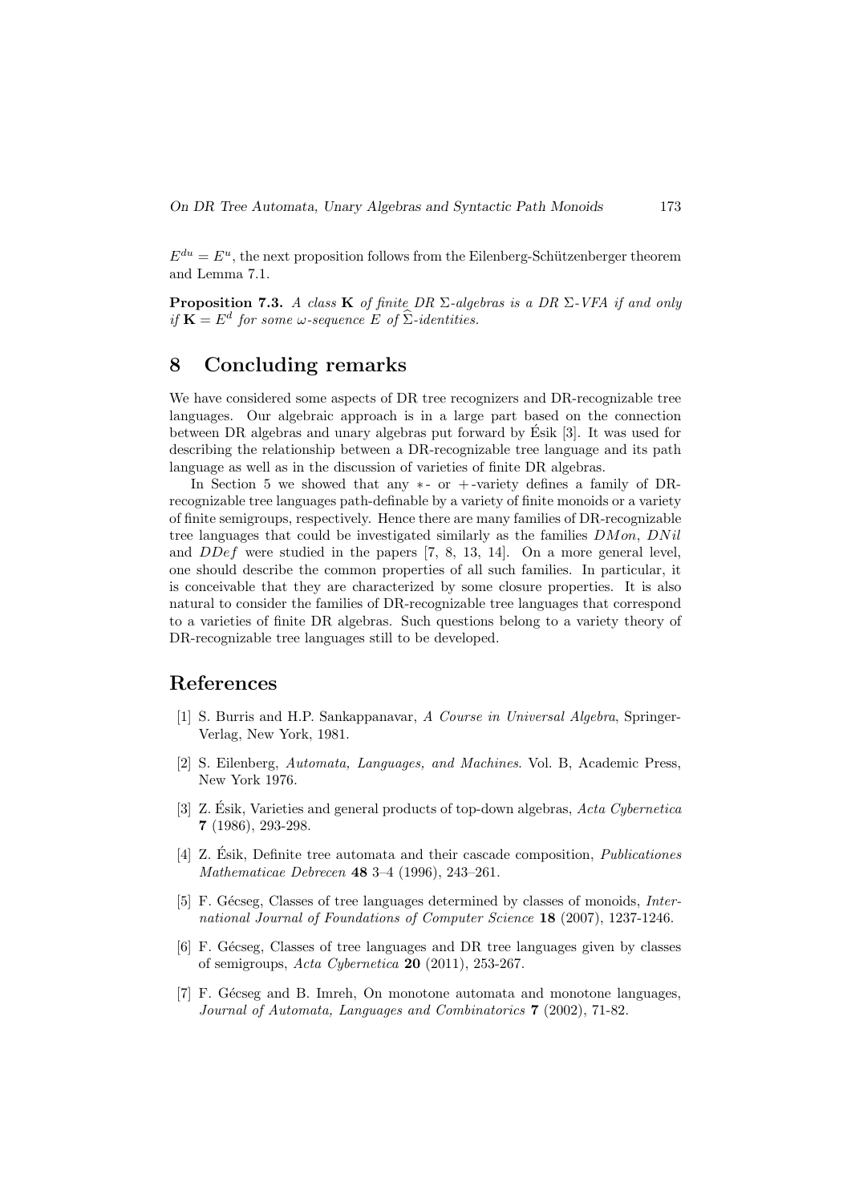$E^{du} = E^u$, the next proposition follows from the Eilenberg-Schützenberger theorem and Lemma 7.1.

**Proposition 7.3.** *A class* $\mathbf{K}$ *of finite DR* $\Sigma$*-algebras is a DR* $\Sigma$*-VFA if and only if* $\mathbf{K} = E^d$ *for some* $\omega$*-sequence* $E$ *of* $\widehat{\Sigma}$*-identities.*

## 8 Concluding remarks

We have considered some aspects of DR tree recognizers and DR-recognizable tree languages. Our algebraic approach is in a large part based on the connection between DR algebras and unary algebras put forward by Ésik [3]. It was used for describing the relationship between a DR-recognizable tree language and its path language as well as in the discussion of varieties of finite DR algebras.

In Section 5 we showed that any $*$- or $+$-variety defines a family of DR-recognizable tree languages path-definable by a variety of finite monoids or a variety of finite semigroups, respectively. Hence there are many families of DR-recognizable tree languages that could be investigated similarly as the families $DMon$, $DNil$ and $DDef$ were studied in the papers [7, 8, 13, 14]. On a more general level, one should describe the common properties of all such families. In particular, it is conceivable that they are characterized by some closure properties. It is also natural to consider the families of DR-recognizable tree languages that correspond to a varieties of finite DR algebras. Such questions belong to a variety theory of DR-recognizable tree languages still to be developed.

## References

[1] S. Burris and H.P. Sankappanavar, *A Course in Universal Algebra*, Springer-Verlag, New York, 1981.

[2] S. Eilenberg, *Automata, Languages, and Machines*. Vol. B, Academic Press, New York 1976.

[3] Z. Ésik, Varieties and general products of top-down algebras, *Acta Cybernetica* **7** (1986), 293-298.

[4] Z. Ésik, Definite tree automata and their cascade composition, *Publicationes Mathematicae Debrecen* **48** 3–4 (1996), 243–261.

[5] F. Gécseg, Classes of tree languages determined by classes of monoids, *International Journal of Foundations of Computer Science* **18** (2007), 1237-1246.

[6] F. Gécseg, Classes of tree languages and DR tree languages given by classes of semigroups, *Acta Cybernetica* **20** (2011), 253-267.

[7] F. Gécseg and B. Imreh, On monotone automata and monotone languages, *Journal of Automata, Languages and Combinatorics* **7** (2002), 71-82.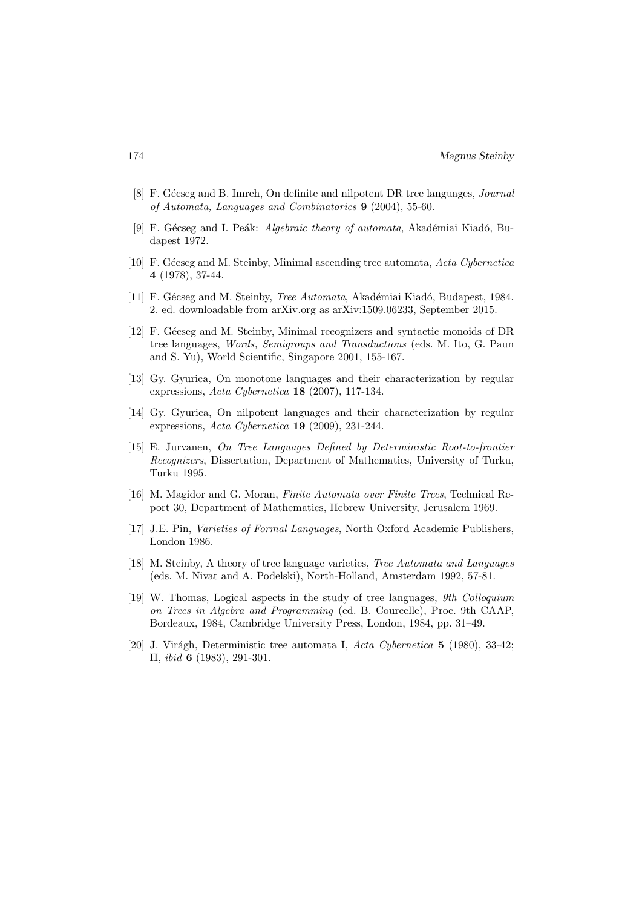[8] F. Gécseg and B. Imreh, On definite and nilpotent DR tree languages, *Journal of Automata, Languages and Combinatorics* **9** (2004), 55-60.

[9] F. Gécseg and I. Peák: *Algebraic theory of automata*, Akadémiai Kiadó, Budapest 1972.

[10] F. Gécseg and M. Steinby, Minimal ascending tree automata, *Acta Cybernetica* **4** (1978), 37-44.

[11] F. Gécseg and M. Steinby, *Tree Automata*, Akadémiai Kiadó, Budapest, 1984. 2. ed. downloadable from arXiv.org as arXiv:1509.06233, September 2015.

[12] F. Gécseg and M. Steinby, Minimal recognizers and syntactic monoids of DR tree languages, *Words, Semigroups and Transductions* (eds. M. Ito, G. Paun and S. Yu), World Scientific, Singapore 2001, 155-167.

[13] Gy. Gyurica, On monotone languages and their characterization by regular expressions, *Acta Cybernetica* **18** (2007), 117-134.

[14] Gy. Gyurica, On nilpotent languages and their characterization by regular expressions, *Acta Cybernetica* **19** (2009), 231-244.

[15] E. Jurvanen, *On Tree Languages Defined by Deterministic Root-to-frontier Recognizers*, Dissertation, Department of Mathematics, University of Turku, Turku 1995.

[16] M. Magidor and G. Moran, *Finite Automata over Finite Trees*, Technical Report 30, Department of Mathematics, Hebrew University, Jerusalem 1969.

[17] J.E. Pin, *Varieties of Formal Languages*, North Oxford Academic Publishers, London 1986.

[18] M. Steinby, A theory of tree language varieties, *Tree Automata and Languages* (eds. M. Nivat and A. Podelski), North-Holland, Amsterdam 1992, 57-81.

[19] W. Thomas, Logical aspects in the study of tree languages, *9th Colloquium on Trees in Algebra and Programming* (ed. B. Courcelle), Proc. 9th CAAP, Bordeaux, 1984, Cambridge University Press, London, 1984, pp. 31–49.

[20] J. Virágh, Deterministic tree automata I, *Acta Cybernetica* **5** (1980), 33-42; II, *ibid* **6** (1983), 291-301.